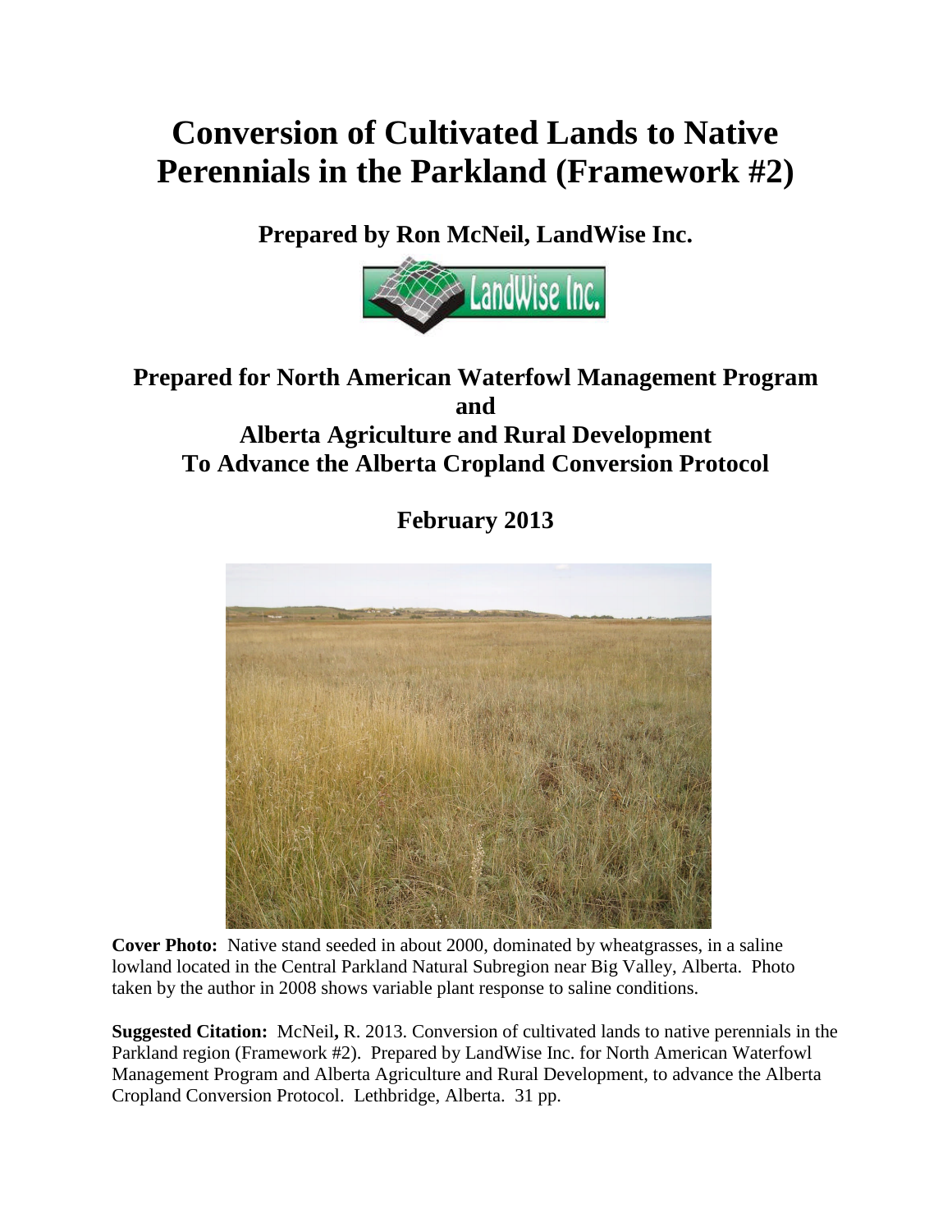# Conversion of Cultivated Lands to Native Perennials in the Parkland (Framework #2)

**Prepared by Ron McNeil, LandWise Inc.**

**Prepared for North American Waterfowl Management Program and Alberta Agriculture and Rural Development To Advance the Alberta Cropland Conversion Protocol**

**February 2013**

**Cover Photo:** Native stand seeded in about 2000, dominated by wheatgrasses, in a saline lowland located in the Central Parkland Natural Subregion near Big Valley, Alberta. Photo taken by the author in 2008 shows variable plant response to saline conditions.

**Suggested Citation:** McNeil, R. 2013. Conversion of cultivated lands to native perennials in the Parkland region (Framework #2). Prepared by LandWise Inc. for North American Waterfowl Management Program and Alberta Agriculture and Rural Development, to advance the Alberta Cropland Conversion Protocol. Lethbridge, Alberta. 31 pp.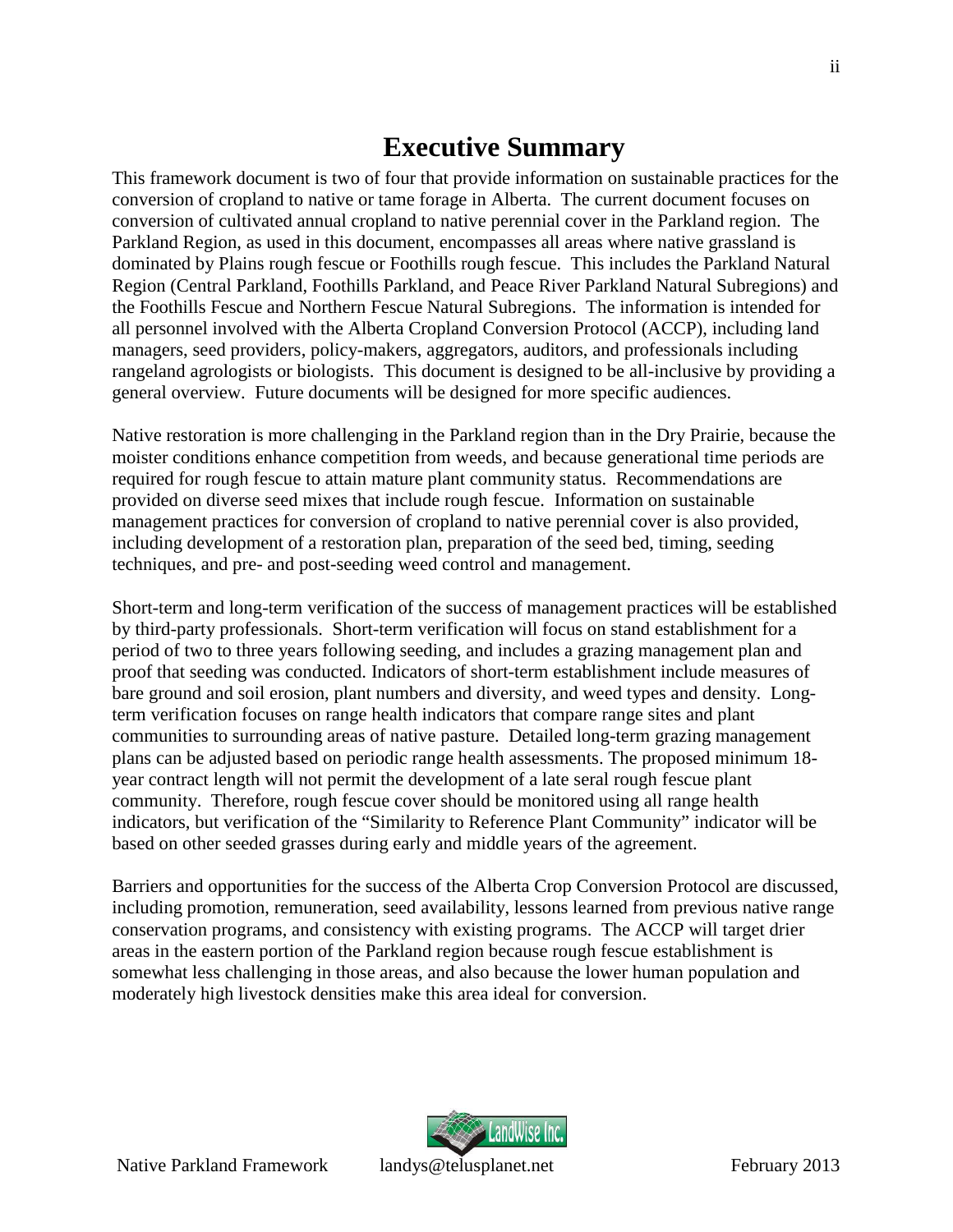# Executive Summary

This framework document is two of four that provide information on sustainable practices for the conversion of cropland to native or tame forage in Alberta. The current document focuses on conversion of cultivated annual cropland to native perennial cover in the Parkland region. The Parkland Region, as used in this document, encompasses all areas where native grassland is dominated by Plains rough fescue or Foothills rough fescue. This includes the Parkland Natural Region (Central Parkland, Foothills Parkland, and Peace River Parkland Natural Subregions) and the Foothills Fescue and Northern Fescue Natural Subregions. The information is intended for all personnel involved with the Alberta Cropland Conversion Protocol (ACCP), including land managers, seed providers, policy-makers, aggregators, auditors, and professionals including rangeland agrologists or biologists. This document is designed to be all-inclusive by providing a general overview. Future documents will be designed for more specific audiences.

Native restoration is more challenging in the Parkland region than in the Dry Prairie, because the moister conditions enhance competition from weeds, and because generational time periods are required for rough fescue to attain mature plant community status. Recommendations are provided on diverse seed mixes that include rough fescue. Information on sustainable management practices for conversion of cropland to native perennial cover is also provided, including development of a restoration plan, preparation of the seed bed, timing, seeding techniques, and pre- and post-seeding weed control and management.

Short-term and long-term verification of the success of management practices will be established by third-party professionals. Short-term verification will focus on stand establishment for a period of two to three years following seeding, and includes a grazing management plan and proof that seeding was conducted. Indicators of short-term establishment include measures of bare ground and soil erosion, plant numbers and diversity, and weed types and density. Long-term verification focuses on range health indicators that compare range sites and plant communities to surrounding areas of native pasture. Detailed long-term grazing management plans can be adjusted based on periodic range health assessments. The proposed minimum 18-year contract length will not permit the development of a late seral rough fescue plant community. Therefore, rough fescue cover should be monitored using all range health indicators, but verification of the "Similarity to Reference Plant Community" indicator will be based on other seeded grasses during early and middle years of the agreement.

Barriers and opportunities for the success of the Alberta Crop Conversion Protocol are discussed, including promotion, remuneration, seed availability, lessons learned from previous native range conservation programs, and consistency with existing programs. The ACCP will target drier areas in the eastern portion of the Parkland region because rough fescue establishment is somewhat less challenging in those areas, and also because the lower human population and moderately high livestock densities make this area ideal for conversion.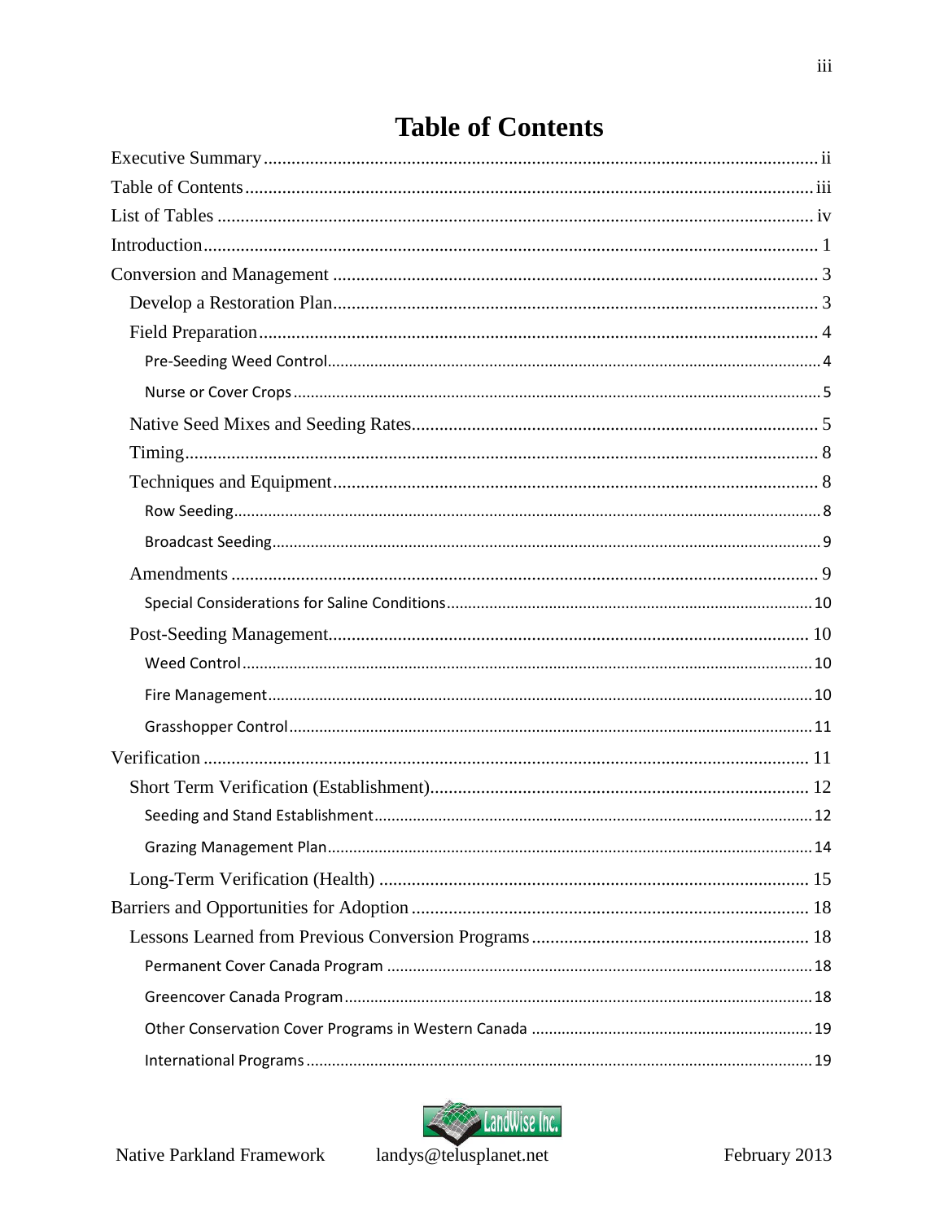# Table of Contents

Executive Summary ........ ii
Table of Contents ........ iii
List of Tables ........ iv
Introduction ........ 1
Conversion and Management ........ 3
- Develop a Restoration Plan ........ 3
- Field Preparation ........ 4
  - Pre-Seeding Weed Control ........ 4
  - Nurse or Cover Crops ........ 5
- Native Seed Mixes and Seeding Rates ........ 5
- Timing ........ 8
- Techniques and Equipment ........ 8
  - Row Seeding ........ 8
  - Broadcast Seeding ........ 9
- Amendments ........ 9
  - Special Considerations for Saline Conditions ........ 10
- Post-Seeding Management ........ 10
  - Weed Control ........ 10
  - Fire Management ........ 10
  - Grasshopper Control ........ 11

Verification ........ 11
- Short Term Verification (Establishment) ........ 12
  - Seeding and Stand Establishment ........ 12
  - Grazing Management Plan ........ 14
- Long-Term Verification (Health) ........ 15

Barriers and Opportunities for Adoption ........ 18
- Lessons Learned from Previous Conversion Programs ........ 18
  - Permanent Cover Canada Program ........ 18
  - Greencover Canada Program ........ 18
  - Other Conservation Cover Programs in Western Canada ........ 19
  - International Programs ........ 19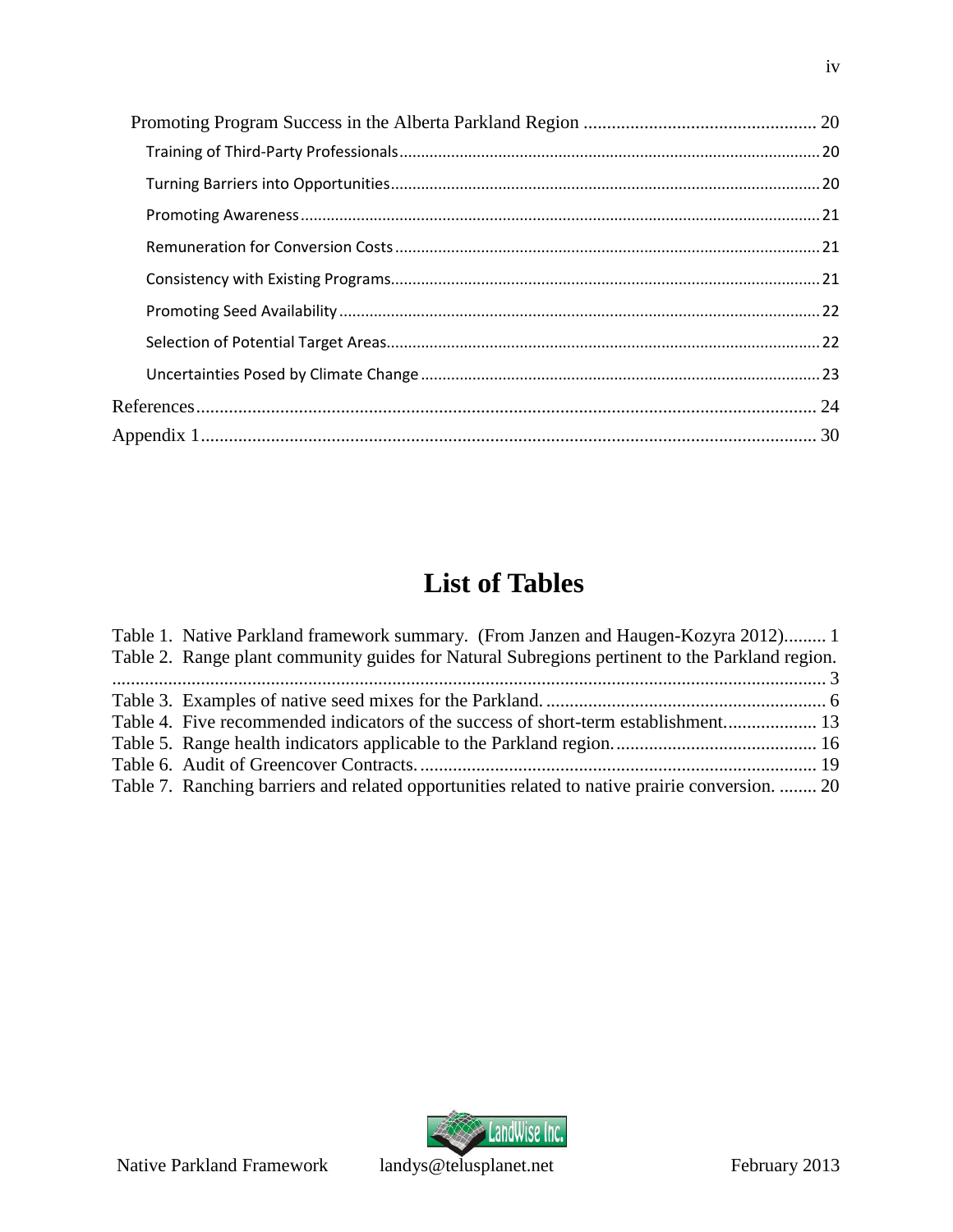Promoting Program Success in the Alberta Parkland Region ........ 20

- Training of Third-Party Professionals ........ 20
- Turning Barriers into Opportunities ........ 20
- Promoting Awareness ........ 21
- Remuneration for Conversion Costs ........ 21
- Consistency with Existing Programs ........ 21
- Promoting Seed Availability ........ 22
- Selection of Potential Target Areas ........ 22
- Uncertainties Posed by Climate Change ........ 23

References ........ 24

Appendix 1 ........ 30

## List of Tables

Table 1. Native Parkland framework summary. (From Janzen and Haugen-Kozyra 2012) ........ 1

Table 2. Range plant community guides for Natural Subregions pertinent to the Parkland region. ........ 3

Table 3. Examples of native seed mixes for the Parkland. ........ 6

Table 4. Five recommended indicators of the success of short-term establishment. ........ 13

Table 5. Range health indicators applicable to the Parkland region. ........ 16

Table 6. Audit of Greencover Contracts. ........ 19

Table 7. Ranching barriers and related opportunities related to native prairie conversion. ........ 20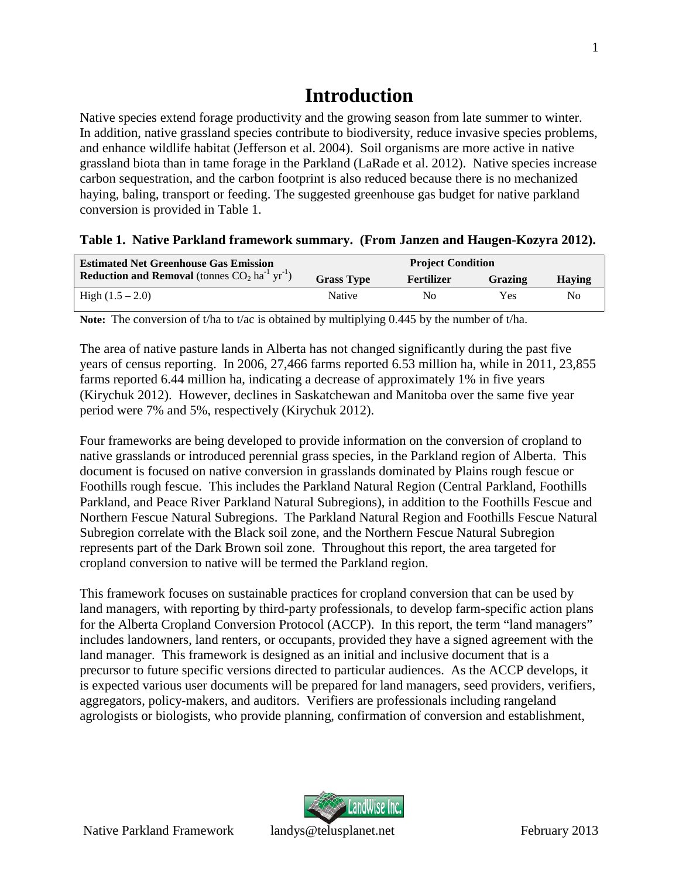# Introduction

Native species extend forage productivity and the growing season from late summer to winter. In addition, native grassland species contribute to biodiversity, reduce invasive species problems, and enhance wildlife habitat (Jefferson et al. 2004). Soil organisms are more active in native grassland biota than in tame forage in the Parkland (LaRade et al. 2012). Native species increase carbon sequestration, and the carbon footprint is also reduced because there is no mechanized haying, baling, transport or feeding. The suggested greenhouse gas budget for native parkland conversion is provided in Table 1.

**Table 1. Native Parkland framework summary. (From Janzen and Haugen-Kozyra 2012).**

| **Estimated Net Greenhouse Gas Emission Reduction and Removal** (tonnes $CO_2$ $ha^{-1}$ $yr^{-1}$) | **Project Condition** | | | |
|---|---|---|---|---|
| | **Grass Type** | **Fertilizer** | **Grazing** | **Haying** |
| High (1.5 – 2.0) | Native | No | Yes | No |

**Note:** The conversion of t/ha to t/ac is obtained by multiplying 0.445 by the number of t/ha.

The area of native pasture lands in Alberta has not changed significantly during the past five years of census reporting. In 2006, 27,466 farms reported 6.53 million ha, while in 2011, 23,855 farms reported 6.44 million ha, indicating a decrease of approximately 1% in five years (Kirychuk 2012). However, declines in Saskatchewan and Manitoba over the same five year period were 7% and 5%, respectively (Kirychuk 2012).

Four frameworks are being developed to provide information on the conversion of cropland to native grasslands or introduced perennial grass species, in the Parkland region of Alberta. This document is focused on native conversion in grasslands dominated by Plains rough fescue or Foothills rough fescue. This includes the Parkland Natural Region (Central Parkland, Foothills Parkland, and Peace River Parkland Natural Subregions), in addition to the Foothills Fescue and Northern Fescue Natural Subregions. The Parkland Natural Region and Foothills Fescue Natural Subregion correlate with the Black soil zone, and the Northern Fescue Natural Subregion represents part of the Dark Brown soil zone. Throughout this report, the area targeted for cropland conversion to native will be termed the Parkland region.

This framework focuses on sustainable practices for cropland conversion that can be used by land managers, with reporting by third-party professionals, to develop farm-specific action plans for the Alberta Cropland Conversion Protocol (ACCP). In this report, the term "land managers" includes landowners, land renters, or occupants, provided they have a signed agreement with the land manager. This framework is designed as an initial and inclusive document that is a precursor to future specific versions directed to particular audiences. As the ACCP develops, it is expected various user documents will be prepared for land managers, seed providers, verifiers, aggregators, policy-makers, and auditors. Verifiers are professionals including rangeland agrologists or biologists, who provide planning, confirmation of conversion and establishment,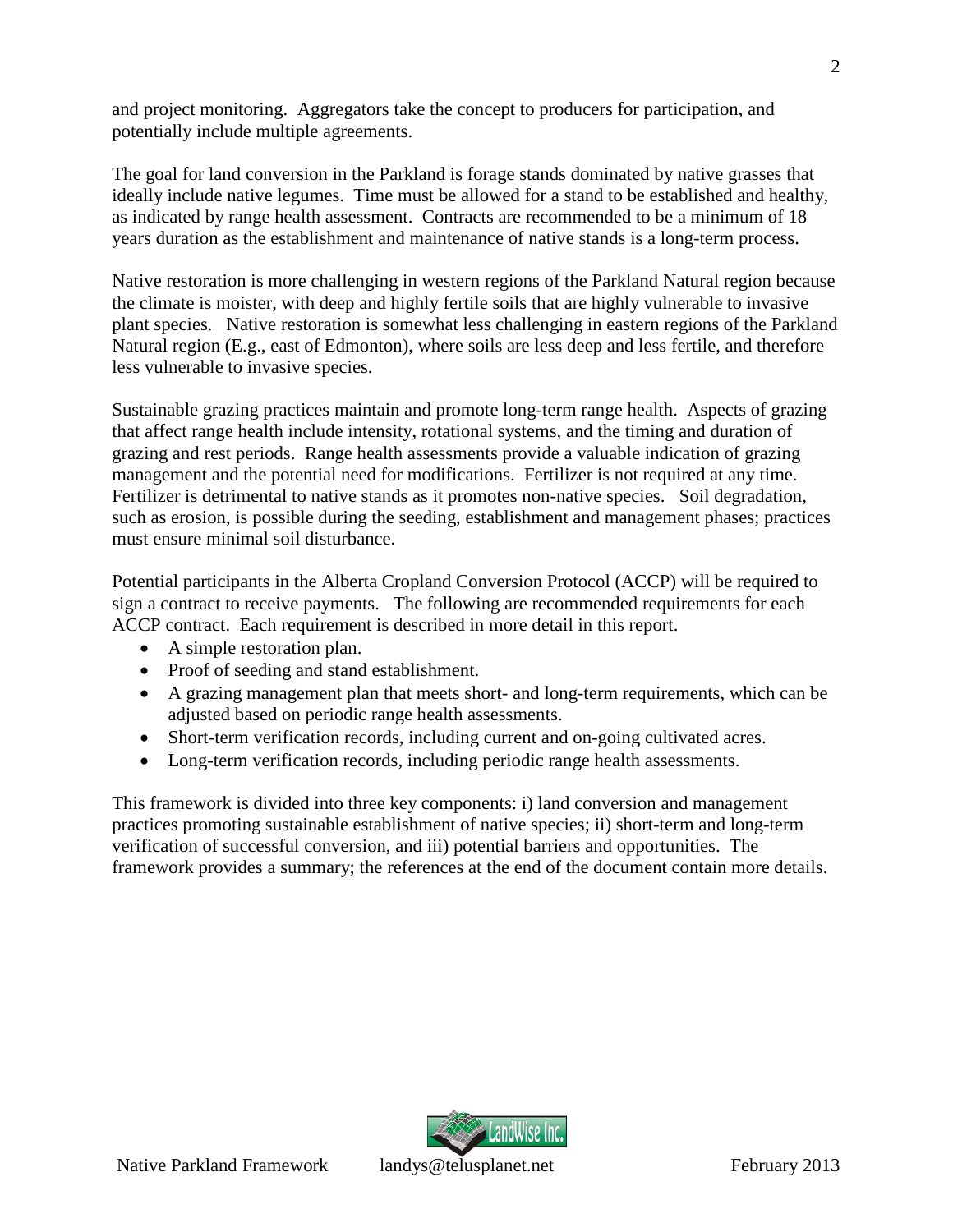and project monitoring. Aggregators take the concept to producers for participation, and potentially include multiple agreements.

The goal for land conversion in the Parkland is forage stands dominated by native grasses that ideally include native legumes. Time must be allowed for a stand to be established and healthy, as indicated by range health assessment. Contracts are recommended to be a minimum of 18 years duration as the establishment and maintenance of native stands is a long-term process.

Native restoration is more challenging in western regions of the Parkland Natural region because the climate is moister, with deep and highly fertile soils that are highly vulnerable to invasive plant species. Native restoration is somewhat less challenging in eastern regions of the Parkland Natural region (E.g., east of Edmonton), where soils are less deep and less fertile, and therefore less vulnerable to invasive species.

Sustainable grazing practices maintain and promote long-term range health. Aspects of grazing that affect range health include intensity, rotational systems, and the timing and duration of grazing and rest periods. Range health assessments provide a valuable indication of grazing management and the potential need for modifications. Fertilizer is not required at any time. Fertilizer is detrimental to native stands as it promotes non-native species. Soil degradation, such as erosion, is possible during the seeding, establishment and management phases; practices must ensure minimal soil disturbance.

Potential participants in the Alberta Cropland Conversion Protocol (ACCP) will be required to sign a contract to receive payments. The following are recommended requirements for each ACCP contract. Each requirement is described in more detail in this report.

- A simple restoration plan.
- Proof of seeding and stand establishment.
- A grazing management plan that meets short- and long-term requirements, which can be adjusted based on periodic range health assessments.
- Short-term verification records, including current and on-going cultivated acres.
- Long-term verification records, including periodic range health assessments.

This framework is divided into three key components: i) land conversion and management practices promoting sustainable establishment of native species; ii) short-term and long-term verification of successful conversion, and iii) potential barriers and opportunities. The framework provides a summary; the references at the end of the document contain more details.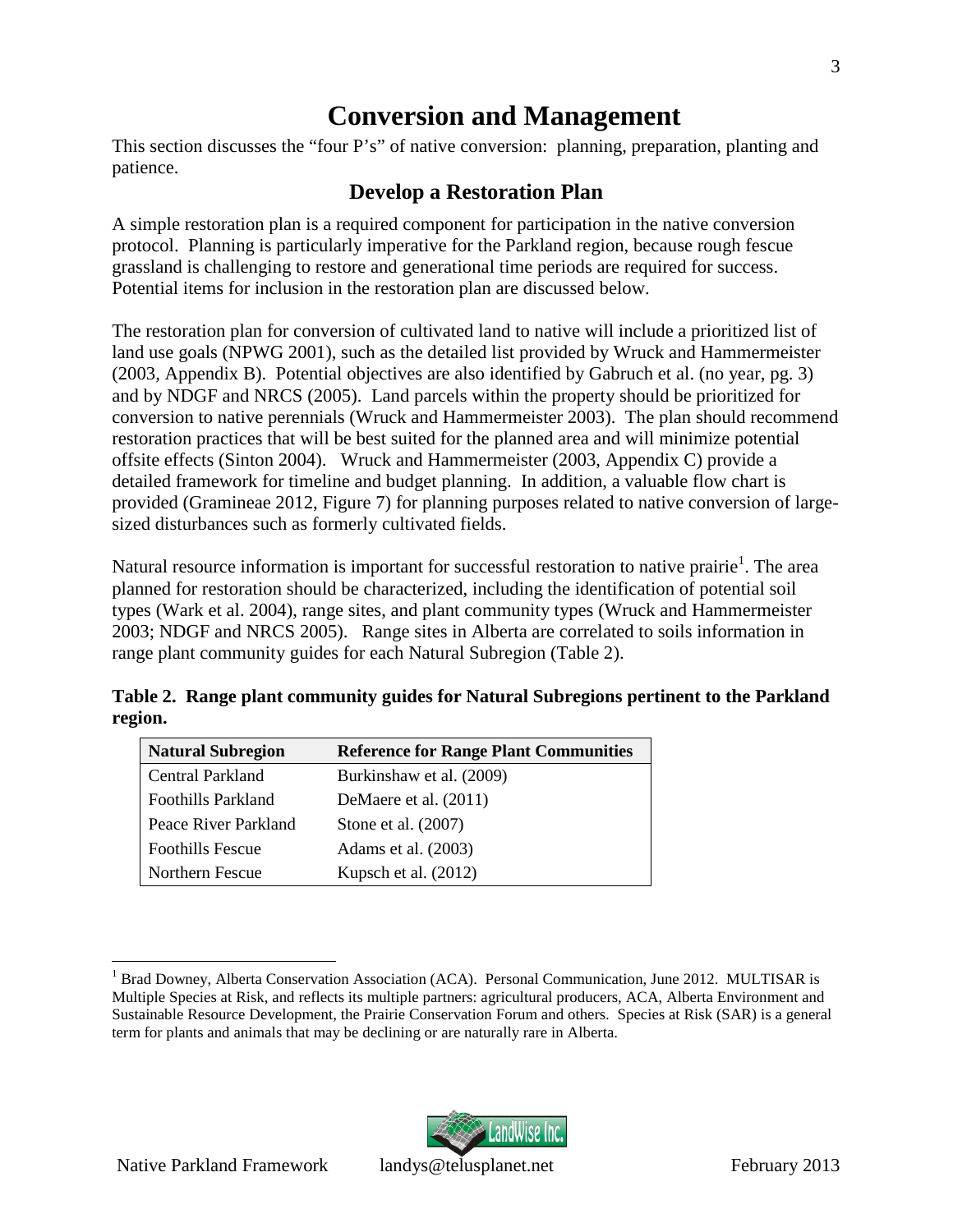# Conversion and Management

This section discusses the "four P's" of native conversion: planning, preparation, planting and patience.

## Develop a Restoration Plan

A simple restoration plan is a required component for participation in the native conversion protocol. Planning is particularly imperative for the Parkland region, because rough fescue grassland is challenging to restore and generational time periods are required for success. Potential items for inclusion in the restoration plan are discussed below.

The restoration plan for conversion of cultivated land to native will include a prioritized list of land use goals (NPWG 2001), such as the detailed list provided by Wruck and Hammermeister (2003, Appendix B). Potential objectives are also identified by Gabruch et al. (no year, pg. 3) and by NDGF and NRCS (2005). Land parcels within the property should be prioritized for conversion to native perennials (Wruck and Hammermeister 2003). The plan should recommend restoration practices that will be best suited for the planned area and will minimize potential offsite effects (Sinton 2004). Wruck and Hammermeister (2003, Appendix C) provide a detailed framework for timeline and budget planning. In addition, a valuable flow chart is provided (Gramineae 2012, Figure 7) for planning purposes related to native conversion of large-sized disturbances such as formerly cultivated fields.

Natural resource information is important for successful restoration to native prairie[1]. The area planned for restoration should be characterized, including the identification of potential soil types (Wark et al. 2004), range sites, and plant community types (Wruck and Hammermeister 2003; NDGF and NRCS 2005). Range sites in Alberta are correlated to soils information in range plant community guides for each Natural Subregion (Table 2).

**Table 2. Range plant community guides for Natural Subregions pertinent to the Parkland region.**

| Natural Subregion | Reference for Range Plant Communities |
|---|---|
| Central Parkland | Burkinshaw et al. (2009) |
| Foothills Parkland | DeMaere et al. (2011) |
| Peace River Parkland | Stone et al. (2007) |
| Foothills Fescue | Adams et al. (2003) |
| Northern Fescue | Kupsch et al. (2012) |

---

[1] Brad Downey, Alberta Conservation Association (ACA). Personal Communication, June 2012. MULTISAR is Multiple Species at Risk, and reflects its multiple partners: agricultural producers, ACA, Alberta Environment and Sustainable Resource Development, the Prairie Conservation Forum and others. Species at Risk (SAR) is a general term for plants and animals that may be declining or are naturally rare in Alberta.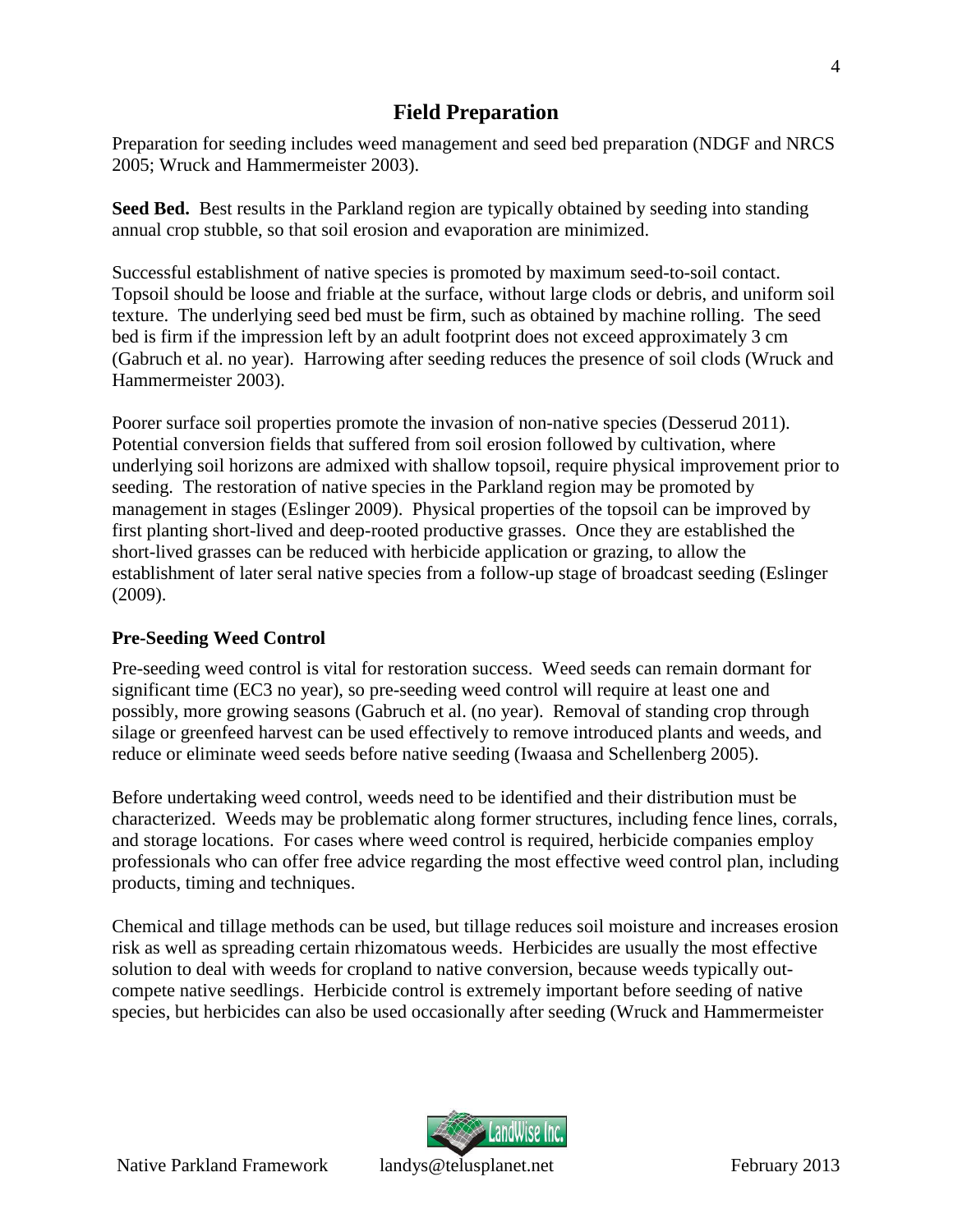## Field Preparation

Preparation for seeding includes weed management and seed bed preparation (NDGF and NRCS 2005; Wruck and Hammermeister 2003).

**Seed Bed.** Best results in the Parkland region are typically obtained by seeding into standing annual crop stubble, so that soil erosion and evaporation are minimized.

Successful establishment of native species is promoted by maximum seed-to-soil contact. Topsoil should be loose and friable at the surface, without large clods or debris, and uniform soil texture. The underlying seed bed must be firm, such as obtained by machine rolling. The seed bed is firm if the impression left by an adult footprint does not exceed approximately 3 cm (Gabruch et al. no year). Harrowing after seeding reduces the presence of soil clods (Wruck and Hammermeister 2003).

Poorer surface soil properties promote the invasion of non-native species (Desserud 2011). Potential conversion fields that suffered from soil erosion followed by cultivation, where underlying soil horizons are admixed with shallow topsoil, require physical improvement prior to seeding. The restoration of native species in the Parkland region may be promoted by management in stages (Eslinger 2009). Physical properties of the topsoil can be improved by first planting short-lived and deep-rooted productive grasses. Once they are established the short-lived grasses can be reduced with herbicide application or grazing, to allow the establishment of later seral native species from a follow-up stage of broadcast seeding (Eslinger (2009).

### Pre-Seeding Weed Control

Pre-seeding weed control is vital for restoration success. Weed seeds can remain dormant for significant time (EC3 no year), so pre-seeding weed control will require at least one and possibly, more growing seasons (Gabruch et al. (no year). Removal of standing crop through silage or greenfeed harvest can be used effectively to remove introduced plants and weeds, and reduce or eliminate weed seeds before native seeding (Iwaasa and Schellenberg 2005).

Before undertaking weed control, weeds need to be identified and their distribution must be characterized. Weeds may be problematic along former structures, including fence lines, corrals, and storage locations. For cases where weed control is required, herbicide companies employ professionals who can offer free advice regarding the most effective weed control plan, including products, timing and techniques.

Chemical and tillage methods can be used, but tillage reduces soil moisture and increases erosion risk as well as spreading certain rhizomatous weeds. Herbicides are usually the most effective solution to deal with weeds for cropland to native conversion, because weeds typically out-compete native seedlings. Herbicide control is extremely important before seeding of native species, but herbicides can also be used occasionally after seeding (Wruck and Hammermeister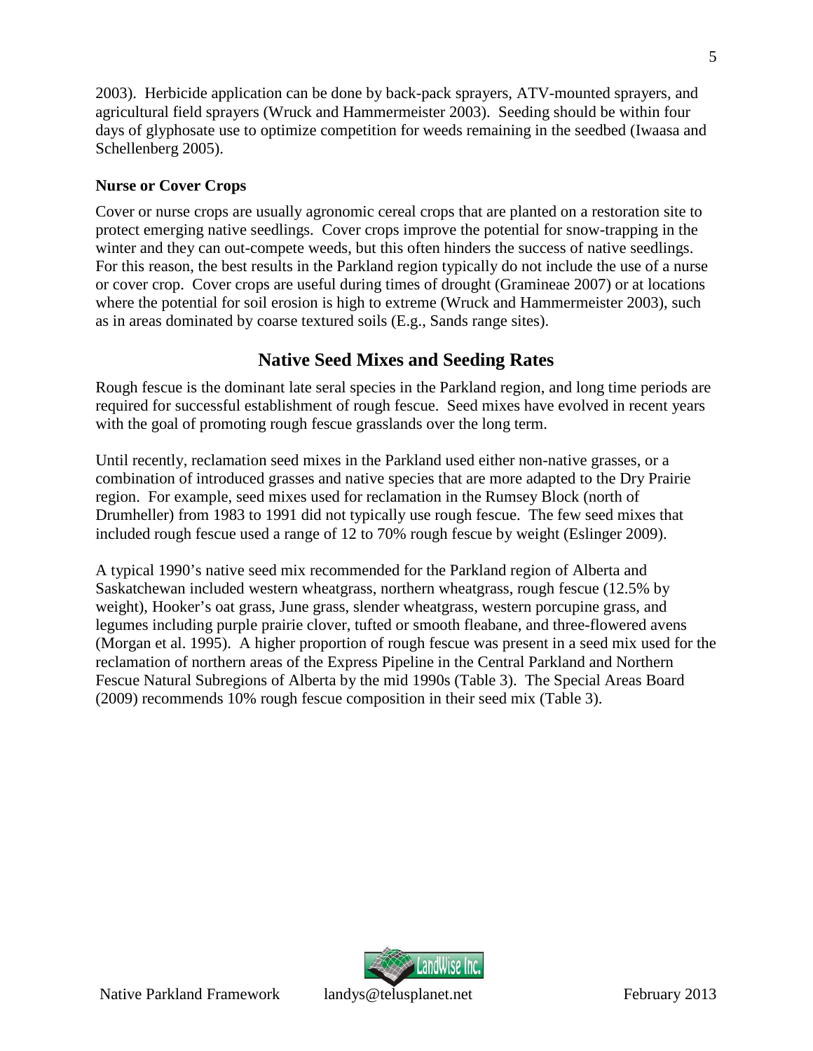2003). Herbicide application can be done by back-pack sprayers, ATV-mounted sprayers, and agricultural field sprayers (Wruck and Hammermeister 2003). Seeding should be within four days of glyphosate use to optimize competition for weeds remaining in the seedbed (Iwaasa and Schellenberg 2005).

**Nurse or Cover Crops**

Cover or nurse crops are usually agronomic cereal crops that are planted on a restoration site to protect emerging native seedlings. Cover crops improve the potential for snow-trapping in the winter and they can out-compete weeds, but this often hinders the success of native seedlings. For this reason, the best results in the Parkland region typically do not include the use of a nurse or cover crop. Cover crops are useful during times of drought (Gramineae 2007) or at locations where the potential for soil erosion is high to extreme (Wruck and Hammermeister 2003), such as in areas dominated by coarse textured soils (E.g., Sands range sites).

## Native Seed Mixes and Seeding Rates

Rough fescue is the dominant late seral species in the Parkland region, and long time periods are required for successful establishment of rough fescue. Seed mixes have evolved in recent years with the goal of promoting rough fescue grasslands over the long term.

Until recently, reclamation seed mixes in the Parkland used either non-native grasses, or a combination of introduced grasses and native species that are more adapted to the Dry Prairie region. For example, seed mixes used for reclamation in the Rumsey Block (north of Drumheller) from 1983 to 1991 did not typically use rough fescue. The few seed mixes that included rough fescue used a range of 12 to 70% rough fescue by weight (Eslinger 2009).

A typical 1990's native seed mix recommended for the Parkland region of Alberta and Saskatchewan included western wheatgrass, northern wheatgrass, rough fescue (12.5% by weight), Hooker's oat grass, June grass, slender wheatgrass, western porcupine grass, and legumes including purple prairie clover, tufted or smooth fleabane, and three-flowered avens (Morgan et al. 1995). A higher proportion of rough fescue was present in a seed mix used for the reclamation of northern areas of the Express Pipeline in the Central Parkland and Northern Fescue Natural Subregions of Alberta by the mid 1990s (Table 3). The Special Areas Board (2009) recommends 10% rough fescue composition in their seed mix (Table 3).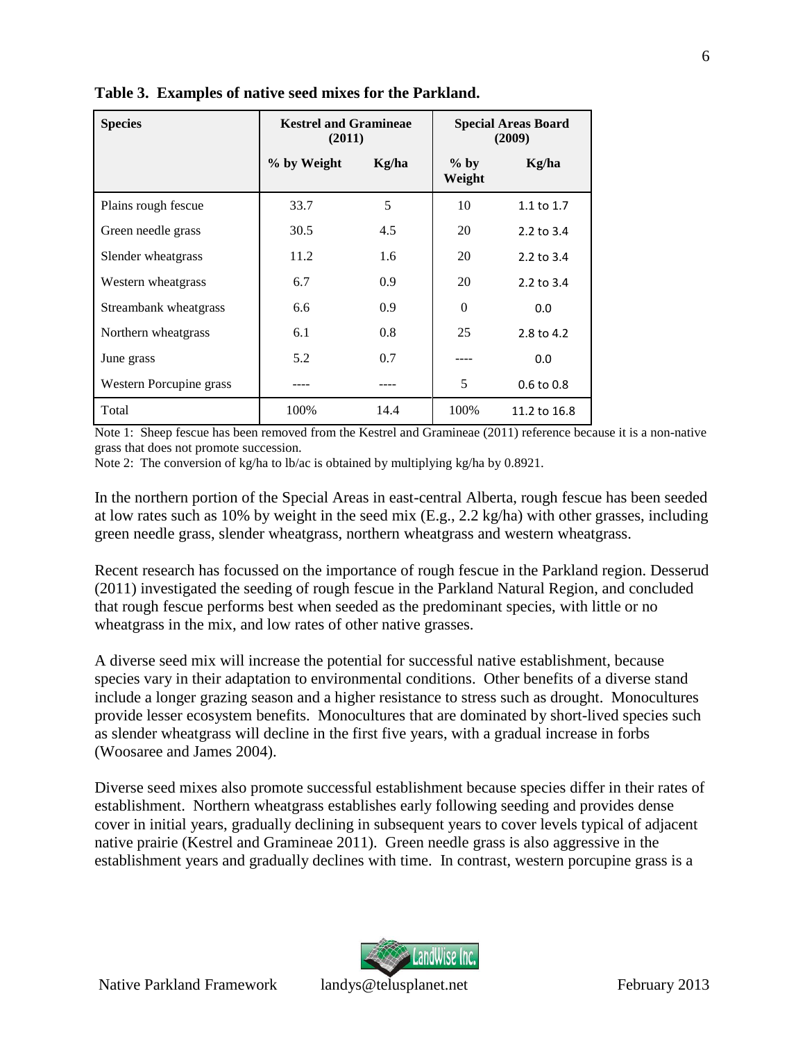**Table 3. Examples of native seed mixes for the Parkland.**

| Species | Kestrel and Gramineae (2011) | | Special Areas Board (2009) | |
|---|---|---|---|---|
| | % by Weight | Kg/ha | % by Weight | Kg/ha |
| Plains rough fescue | 33.7 | 5 | 10 | 1.1 to 1.7 |
| Green needle grass | 30.5 | 4.5 | 20 | 2.2 to 3.4 |
| Slender wheatgrass | 11.2 | 1.6 | 20 | 2.2 to 3.4 |
| Western wheatgrass | 6.7 | 0.9 | 20 | 2.2 to 3.4 |
| Streambank wheatgrass | 6.6 | 0.9 | 0 | 0.0 |
| Northern wheatgrass | 6.1 | 0.8 | 25 | 2.8 to 4.2 |
| June grass | 5.2 | 0.7 | ---- | 0.0 |
| Western Porcupine grass | ---- | ---- | 5 | 0.6 to 0.8 |
| Total | 100% | 14.4 | 100% | 11.2 to 16.8 |

Note 1: Sheep fescue has been removed from the Kestrel and Gramineae (2011) reference because it is a non-native grass that does not promote succession.

Note 2: The conversion of kg/ha to lb/ac is obtained by multiplying kg/ha by 0.8921.

In the northern portion of the Special Areas in east-central Alberta, rough fescue has been seeded at low rates such as 10% by weight in the seed mix (E.g., 2.2 kg/ha) with other grasses, including green needle grass, slender wheatgrass, northern wheatgrass and western wheatgrass.

Recent research has focussed on the importance of rough fescue in the Parkland region. Desserud (2011) investigated the seeding of rough fescue in the Parkland Natural Region, and concluded that rough fescue performs best when seeded as the predominant species, with little or no wheatgrass in the mix, and low rates of other native grasses.

A diverse seed mix will increase the potential for successful native establishment, because species vary in their adaptation to environmental conditions. Other benefits of a diverse stand include a longer grazing season and a higher resistance to stress such as drought. Monocultures provide lesser ecosystem benefits. Monocultures that are dominated by short-lived species such as slender wheatgrass will decline in the first five years, with a gradual increase in forbs (Woosaree and James 2004).

Diverse seed mixes also promote successful establishment because species differ in their rates of establishment. Northern wheatgrass establishes early following seeding and provides dense cover in initial years, gradually declining in subsequent years to cover levels typical of adjacent native prairie (Kestrel and Gramineae 2011). Green needle grass is also aggressive in the establishment years and gradually declines with time. In contrast, western porcupine grass is a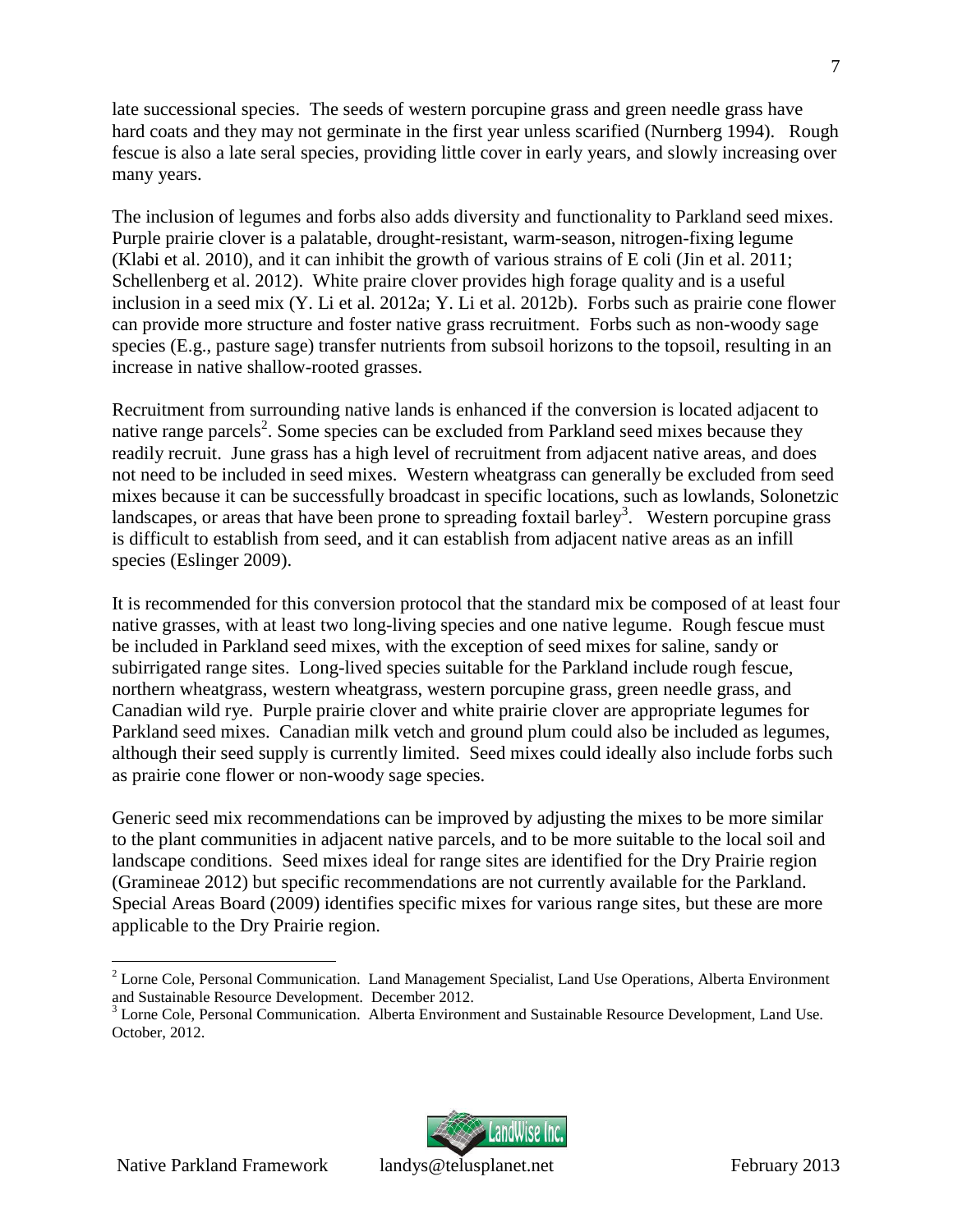late successional species. The seeds of western porcupine grass and green needle grass have hard coats and they may not germinate in the first year unless scarified (Nurnberg 1994). Rough fescue is also a late seral species, providing little cover in early years, and slowly increasing over many years.

The inclusion of legumes and forbs also adds diversity and functionality to Parkland seed mixes. Purple prairie clover is a palatable, drought-resistant, warm-season, nitrogen-fixing legume (Klabi et al. 2010), and it can inhibit the growth of various strains of E coli (Jin et al. 2011; Schellenberg et al. 2012). White praire clover provides high forage quality and is a useful inclusion in a seed mix (Y. Li et al. 2012a; Y. Li et al. 2012b). Forbs such as prairie cone flower can provide more structure and foster native grass recruitment. Forbs such as non-woody sage species (E.g., pasture sage) transfer nutrients from subsoil horizons to the topsoil, resulting in an increase in native shallow-rooted grasses.

Recruitment from surrounding native lands is enhanced if the conversion is located adjacent to native range parcels[2]. Some species can be excluded from Parkland seed mixes because they readily recruit. June grass has a high level of recruitment from adjacent native areas, and does not need to be included in seed mixes. Western wheatgrass can generally be excluded from seed mixes because it can be successfully broadcast in specific locations, such as lowlands, Solonetzic landscapes, or areas that have been prone to spreading foxtail barley[3]. Western porcupine grass is difficult to establish from seed, and it can establish from adjacent native areas as an infill species (Eslinger 2009).

It is recommended for this conversion protocol that the standard mix be composed of at least four native grasses, with at least two long-living species and one native legume. Rough fescue must be included in Parkland seed mixes, with the exception of seed mixes for saline, sandy or subirrigated range sites. Long-lived species suitable for the Parkland include rough fescue, northern wheatgrass, western wheatgrass, western porcupine grass, green needle grass, and Canadian wild rye. Purple prairie clover and white prairie clover are appropriate legumes for Parkland seed mixes. Canadian milk vetch and ground plum could also be included as legumes, although their seed supply is currently limited. Seed mixes could ideally also include forbs such as prairie cone flower or non-woody sage species.

Generic seed mix recommendations can be improved by adjusting the mixes to be more similar to the plant communities in adjacent native parcels, and to be more suitable to the local soil and landscape conditions. Seed mixes ideal for range sites are identified for the Dry Prairie region (Gramineae 2012) but specific recommendations are not currently available for the Parkland. Special Areas Board (2009) identifies specific mixes for various range sites, but these are more applicable to the Dry Prairie region.

---

[2] Lorne Cole, Personal Communication. Land Management Specialist, Land Use Operations, Alberta Environment and Sustainable Resource Development. December 2012.

[3] Lorne Cole, Personal Communication. Alberta Environment and Sustainable Resource Development, Land Use. October, 2012.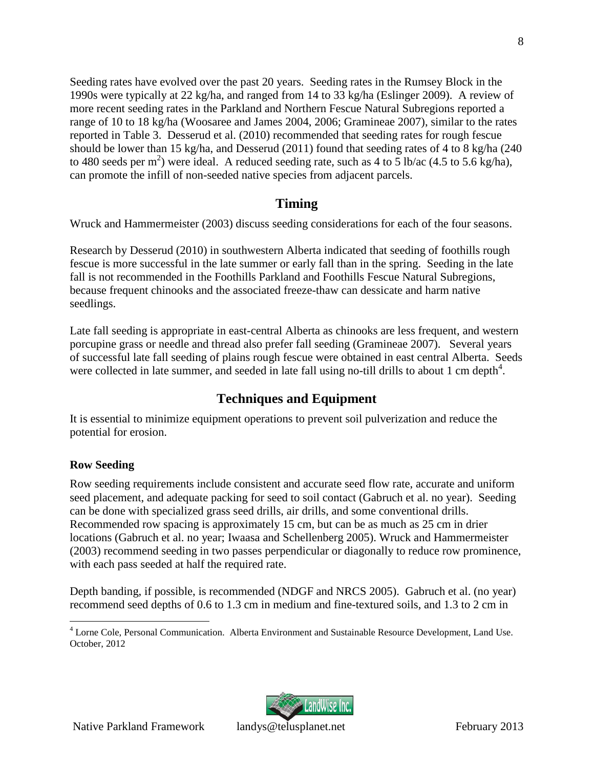Seeding rates have evolved over the past 20 years. Seeding rates in the Rumsey Block in the 1990s were typically at 22 kg/ha, and ranged from 14 to 33 kg/ha (Eslinger 2009). A review of more recent seeding rates in the Parkland and Northern Fescue Natural Subregions reported a range of 10 to 18 kg/ha (Woosaree and James 2004, 2006; Gramineae 2007), similar to the rates reported in Table 3. Desserud et al. (2010) recommended that seeding rates for rough fescue should be lower than 15 kg/ha, and Desserud (2011) found that seeding rates of 4 to 8 kg/ha (240 to 480 seeds per $m^2$) were ideal. A reduced seeding rate, such as 4 to 5 lb/ac (4.5 to 5.6 kg/ha), can promote the infill of non-seeded native species from adjacent parcels.

## Timing

Wruck and Hammermeister (2003) discuss seeding considerations for each of the four seasons.

Research by Desserud (2010) in southwestern Alberta indicated that seeding of foothills rough fescue is more successful in the late summer or early fall than in the spring. Seeding in the late fall is not recommended in the Foothills Parkland and Foothills Fescue Natural Subregions, because frequent chinooks and the associated freeze-thaw can dessicate and harm native seedlings.

Late fall seeding is appropriate in east-central Alberta as chinooks are less frequent, and western porcupine grass or needle and thread also prefer fall seeding (Gramineae 2007). Several years of successful late fall seeding of plains rough fescue were obtained in east central Alberta. Seeds were collected in late summer, and seeded in late fall using no-till drills to about 1 cm depth[4].

## Techniques and Equipment

It is essential to minimize equipment operations to prevent soil pulverization and reduce the potential for erosion.

### Row Seeding

Row seeding requirements include consistent and accurate seed flow rate, accurate and uniform seed placement, and adequate packing for seed to soil contact (Gabruch et al. no year). Seeding can be done with specialized grass seed drills, air drills, and some conventional drills. Recommended row spacing is approximately 15 cm, but can be as much as 25 cm in drier locations (Gabruch et al. no year; Iwaasa and Schellenberg 2005). Wruck and Hammermeister (2003) recommend seeding in two passes perpendicular or diagonally to reduce row prominence, with each pass seeded at half the required rate.

Depth banding, if possible, is recommended (NDGF and NRCS 2005). Gabruch et al. (no year) recommend seed depths of 0.6 to 1.3 cm in medium and fine-textured soils, and 1.3 to 2 cm in

[4] Lorne Cole, Personal Communication. Alberta Environment and Sustainable Resource Development, Land Use. October, 2012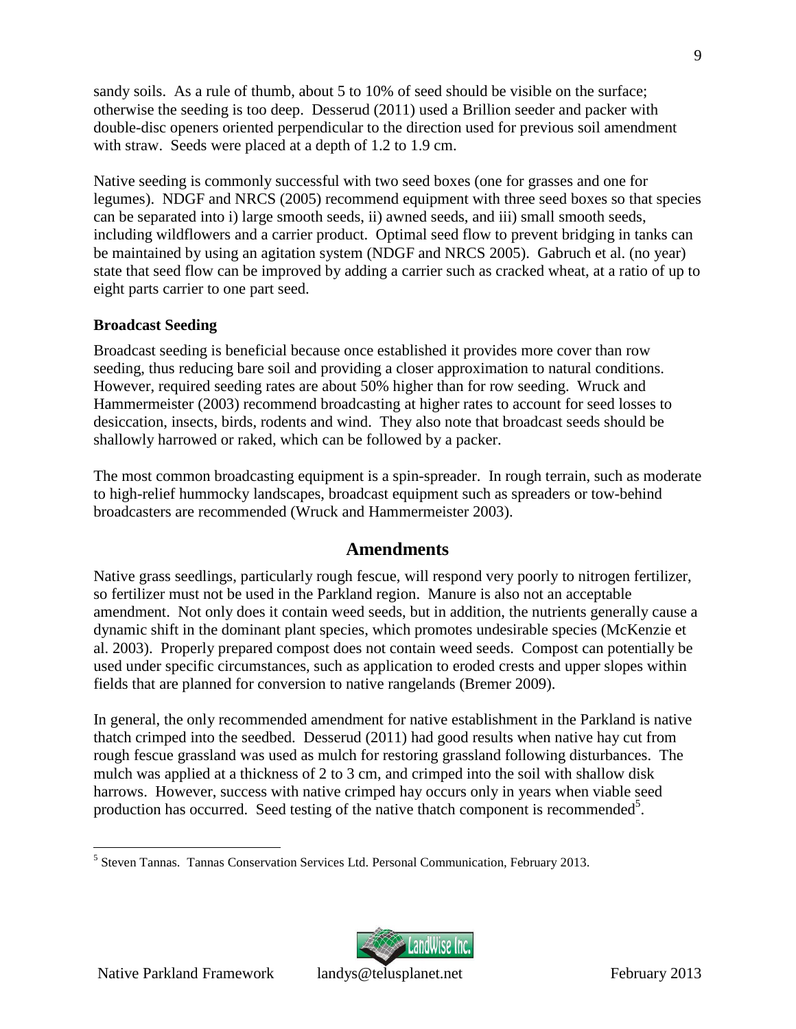sandy soils. As a rule of thumb, about 5 to 10% of seed should be visible on the surface; otherwise the seeding is too deep. Desserud (2011) used a Brillion seeder and packer with double-disc openers oriented perpendicular to the direction used for previous soil amendment with straw. Seeds were placed at a depth of 1.2 to 1.9 cm.

Native seeding is commonly successful with two seed boxes (one for grasses and one for legumes). NDGF and NRCS (2005) recommend equipment with three seed boxes so that species can be separated into i) large smooth seeds, ii) awned seeds, and iii) small smooth seeds, including wildflowers and a carrier product. Optimal seed flow to prevent bridging in tanks can be maintained by using an agitation system (NDGF and NRCS 2005). Gabruch et al. (no year) state that seed flow can be improved by adding a carrier such as cracked wheat, at a ratio of up to eight parts carrier to one part seed.

### Broadcast Seeding

Broadcast seeding is beneficial because once established it provides more cover than row seeding, thus reducing bare soil and providing a closer approximation to natural conditions. However, required seeding rates are about 50% higher than for row seeding. Wruck and Hammermeister (2003) recommend broadcasting at higher rates to account for seed losses to desiccation, insects, birds, rodents and wind. They also note that broadcast seeds should be shallowly harrowed or raked, which can be followed by a packer.

The most common broadcasting equipment is a spin-spreader. In rough terrain, such as moderate to high-relief hummocky landscapes, broadcast equipment such as spreaders or tow-behind broadcasters are recommended (Wruck and Hammermeister 2003).

## Amendments

Native grass seedlings, particularly rough fescue, will respond very poorly to nitrogen fertilizer, so fertilizer must not be used in the Parkland region. Manure is also not an acceptable amendment. Not only does it contain weed seeds, but in addition, the nutrients generally cause a dynamic shift in the dominant plant species, which promotes undesirable species (McKenzie et al. 2003). Properly prepared compost does not contain weed seeds. Compost can potentially be used under specific circumstances, such as application to eroded crests and upper slopes within fields that are planned for conversion to native rangelands (Bremer 2009).

In general, the only recommended amendment for native establishment in the Parkland is native thatch crimped into the seedbed. Desserud (2011) had good results when native hay cut from rough fescue grassland was used as mulch for restoring grassland following disturbances. The mulch was applied at a thickness of 2 to 3 cm, and crimped into the soil with shallow disk harrows. However, success with native crimped hay occurs only in years when viable seed production has occurred. Seed testing of the native thatch component is recommended[5].

[5] Steven Tannas. Tannas Conservation Services Ltd. Personal Communication, February 2013.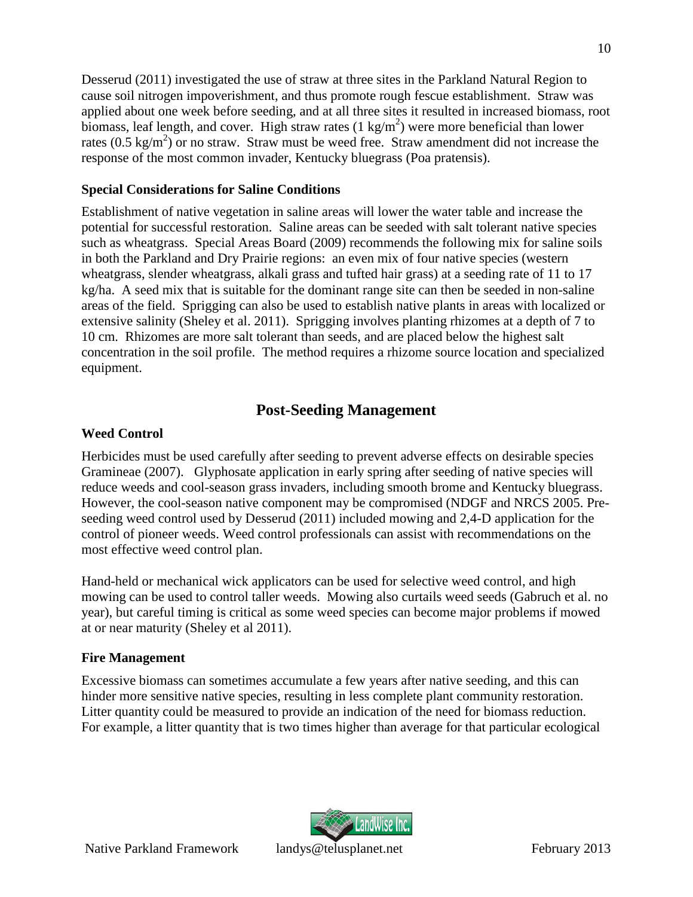Desserud (2011) investigated the use of straw at three sites in the Parkland Natural Region to cause soil nitrogen impoverishment, and thus promote rough fescue establishment. Straw was applied about one week before seeding, and at all three sites it resulted in increased biomass, root biomass, leaf length, and cover. High straw rates (1 kg/m$^2$) were more beneficial than lower rates (0.5 kg/m$^2$) or no straw. Straw must be weed free. Straw amendment did not increase the response of the most common invader, Kentucky bluegrass (Poa pratensis).

### Special Considerations for Saline Conditions

Establishment of native vegetation in saline areas will lower the water table and increase the potential for successful restoration. Saline areas can be seeded with salt tolerant native species such as wheatgrass. Special Areas Board (2009) recommends the following mix for saline soils in both the Parkland and Dry Prairie regions: an even mix of four native species (western wheatgrass, slender wheatgrass, alkali grass and tufted hair grass) at a seeding rate of 11 to 17 kg/ha. A seed mix that is suitable for the dominant range site can then be seeded in non-saline areas of the field. Sprigging can also be used to establish native plants in areas with localized or extensive salinity (Sheley et al. 2011). Sprigging involves planting rhizomes at a depth of 7 to 10 cm. Rhizomes are more salt tolerant than seeds, and are placed below the highest salt concentration in the soil profile. The method requires a rhizome source location and specialized equipment.

## Post-Seeding Management

### Weed Control

Herbicides must be used carefully after seeding to prevent adverse effects on desirable species Gramineae (2007). Glyphosate application in early spring after seeding of native species will reduce weeds and cool-season grass invaders, including smooth brome and Kentucky bluegrass. However, the cool-season native component may be compromised (NDGF and NRCS 2005. Pre-seeding weed control used by Desserud (2011) included mowing and 2,4-D application for the control of pioneer weeds. Weed control professionals can assist with recommendations on the most effective weed control plan.

Hand-held or mechanical wick applicators can be used for selective weed control, and high mowing can be used to control taller weeds. Mowing also curtails weed seeds (Gabruch et al. no year), but careful timing is critical as some weed species can become major problems if mowed at or near maturity (Sheley et al 2011).

### Fire Management

Excessive biomass can sometimes accumulate a few years after native seeding, and this can hinder more sensitive native species, resulting in less complete plant community restoration. Litter quantity could be measured to provide an indication of the need for biomass reduction. For example, a litter quantity that is two times higher than average for that particular ecological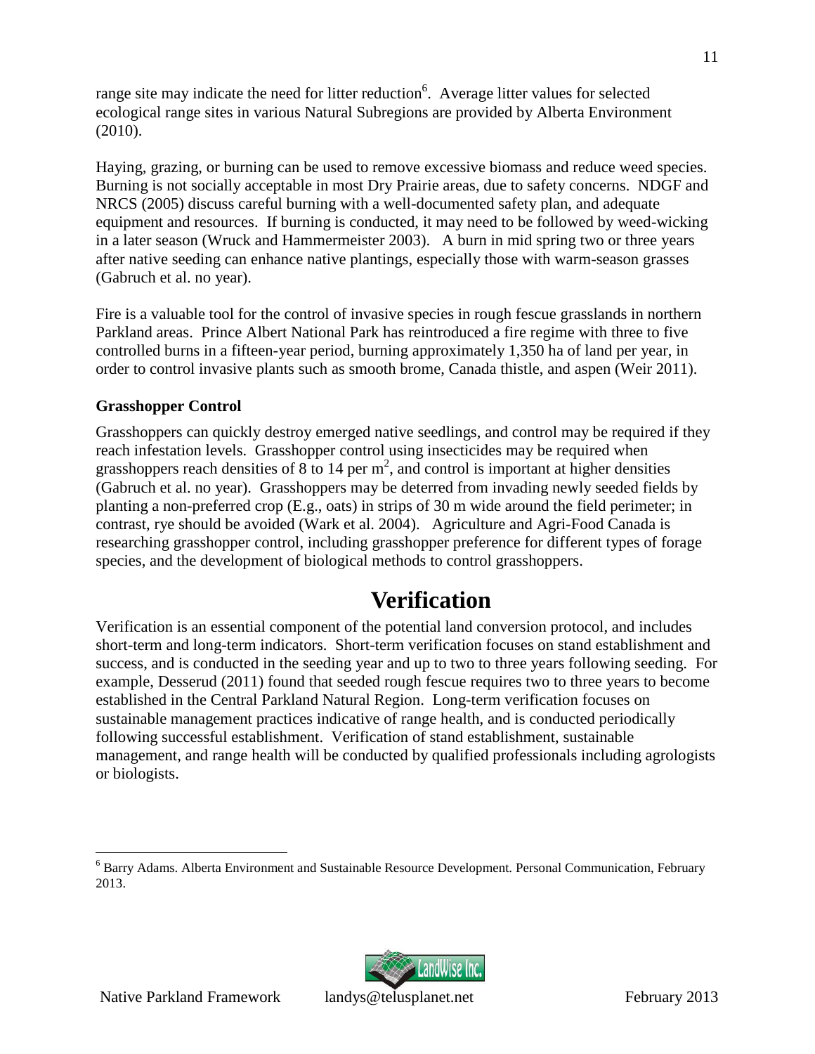range site may indicate the need for litter reduction[6]. Average litter values for selected ecological range sites in various Natural Subregions are provided by Alberta Environment (2010).

Haying, grazing, or burning can be used to remove excessive biomass and reduce weed species. Burning is not socially acceptable in most Dry Prairie areas, due to safety concerns. NDGF and NRCS (2005) discuss careful burning with a well-documented safety plan, and adequate equipment and resources. If burning is conducted, it may need to be followed by weed-wicking in a later season (Wruck and Hammermeister 2003). A burn in mid spring two or three years after native seeding can enhance native plantings, especially those with warm-season grasses (Gabruch et al. no year).

Fire is a valuable tool for the control of invasive species in rough fescue grasslands in northern Parkland areas. Prince Albert National Park has reintroduced a fire regime with three to five controlled burns in a fifteen-year period, burning approximately 1,350 ha of land per year, in order to control invasive plants such as smooth brome, Canada thistle, and aspen (Weir 2011).

**Grasshopper Control**

Grasshoppers can quickly destroy emerged native seedlings, and control may be required if they reach infestation levels. Grasshopper control using insecticides may be required when grasshoppers reach densities of 8 to 14 per $m^2$, and control is important at higher densities (Gabruch et al. no year). Grasshoppers may be deterred from invading newly seeded fields by planting a non-preferred crop (E.g., oats) in strips of 30 m wide around the field perimeter; in contrast, rye should be avoided (Wark et al. 2004). Agriculture and Agri-Food Canada is researching grasshopper control, including grasshopper preference for different types of forage species, and the development of biological methods to control grasshoppers.

# Verification

Verification is an essential component of the potential land conversion protocol, and includes short-term and long-term indicators. Short-term verification focuses on stand establishment and success, and is conducted in the seeding year and up to two to three years following seeding. For example, Desserud (2011) found that seeded rough fescue requires two to three years to become established in the Central Parkland Natural Region. Long-term verification focuses on sustainable management practices indicative of range health, and is conducted periodically following successful establishment. Verification of stand establishment, sustainable management, and range health will be conducted by qualified professionals including agrologists or biologists.

---

[6] Barry Adams. Alberta Environment and Sustainable Resource Development. Personal Communication, February 2013.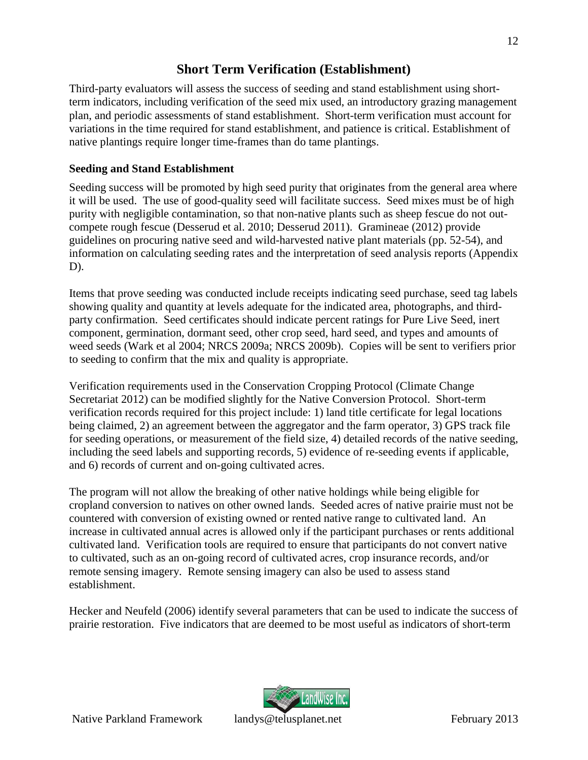## Short Term Verification (Establishment)

Third-party evaluators will assess the success of seeding and stand establishment using short-term indicators, including verification of the seed mix used, an introductory grazing management plan, and periodic assessments of stand establishment. Short-term verification must account for variations in the time required for stand establishment, and patience is critical. Establishment of native plantings require longer time-frames than do tame plantings.

### Seeding and Stand Establishment

Seeding success will be promoted by high seed purity that originates from the general area where it will be used. The use of good-quality seed will facilitate success. Seed mixes must be of high purity with negligible contamination, so that non-native plants such as sheep fescue do not out-compete rough fescue (Desserud et al. 2010; Desserud 2011). Gramineae (2012) provide guidelines on procuring native seed and wild-harvested native plant materials (pp. 52-54), and information on calculating seeding rates and the interpretation of seed analysis reports (Appendix D).

Items that prove seeding was conducted include receipts indicating seed purchase, seed tag labels showing quality and quantity at levels adequate for the indicated area, photographs, and third-party confirmation. Seed certificates should indicate percent ratings for Pure Live Seed, inert component, germination, dormant seed, other crop seed, hard seed, and types and amounts of weed seeds (Wark et al 2004; NRCS 2009a; NRCS 2009b). Copies will be sent to verifiers prior to seeding to confirm that the mix and quality is appropriate.

Verification requirements used in the Conservation Cropping Protocol (Climate Change Secretariat 2012) can be modified slightly for the Native Conversion Protocol. Short-term verification records required for this project include: 1) land title certificate for legal locations being claimed, 2) an agreement between the aggregator and the farm operator, 3) GPS track file for seeding operations, or measurement of the field size, 4) detailed records of the native seeding, including the seed labels and supporting records, 5) evidence of re-seeding events if applicable, and 6) records of current and on-going cultivated acres.

The program will not allow the breaking of other native holdings while being eligible for cropland conversion to natives on other owned lands. Seeded acres of native prairie must not be countered with conversion of existing owned or rented native range to cultivated land. An increase in cultivated annual acres is allowed only if the participant purchases or rents additional cultivated land. Verification tools are required to ensure that participants do not convert native to cultivated, such as an on-going record of cultivated acres, crop insurance records, and/or remote sensing imagery. Remote sensing imagery can also be used to assess stand establishment.

Hecker and Neufeld (2006) identify several parameters that can be used to indicate the success of prairie restoration. Five indicators that are deemed to be most useful as indicators of short-term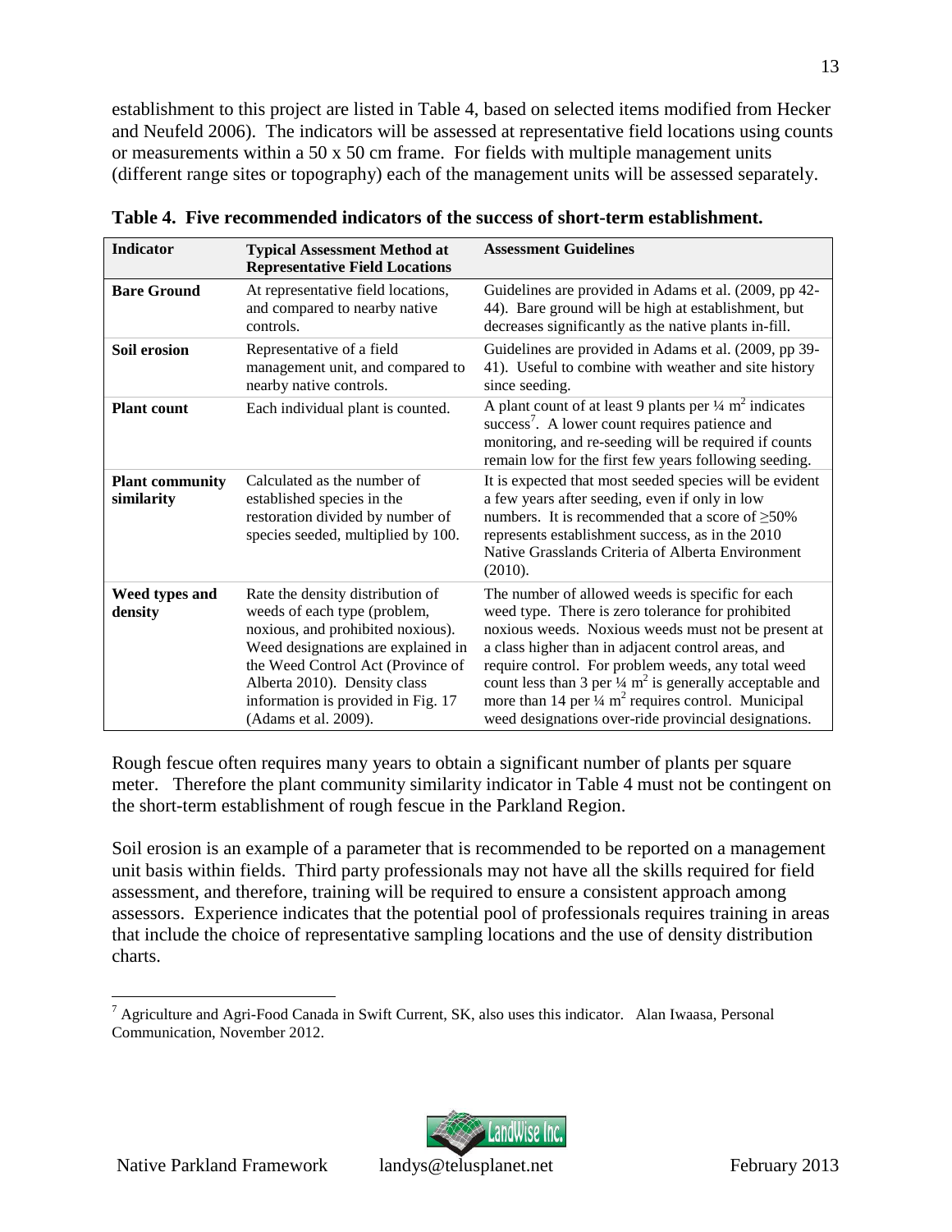establishment to this project are listed in Table 4, based on selected items modified from Hecker and Neufeld 2006). The indicators will be assessed at representative field locations using counts or measurements within a 50 x 50 cm frame. For fields with multiple management units (different range sites or topography) each of the management units will be assessed separately.

**Table 4. Five recommended indicators of the success of short-term establishment.**

| Indicator | Typical Assessment Method at Representative Field Locations | Assessment Guidelines |
|---|---|---|
| **Bare Ground** | At representative field locations, and compared to nearby native controls. | Guidelines are provided in Adams et al. (2009, pp 42-44). Bare ground will be high at establishment, but decreases significantly as the native plants in-fill. |
| **Soil erosion** | Representative of a field management unit, and compared to nearby native controls. | Guidelines are provided in Adams et al. (2009, pp 39-41). Useful to combine with weather and site history since seeding. |
| **Plant count** | Each individual plant is counted. | A plant count of at least 9 plants per ¼ $m^2$ indicates success[7]. A lower count requires patience and monitoring, and re-seeding will be required if counts remain low for the first few years following seeding. |
| **Plant community similarity** | Calculated as the number of established species in the restoration divided by number of species seeded, multiplied by 100. | It is expected that most seeded species will be evident a few years after seeding, even if only in low numbers. It is recommended that a score of ≥50% represents establishment success, as in the 2010 Native Grasslands Criteria of Alberta Environment (2010). |
| **Weed types and density** | Rate the density distribution of weeds of each type (problem, noxious, and prohibited noxious). Weed designations are explained in the Weed Control Act (Province of Alberta 2010). Density class information is provided in Fig. 17 (Adams et al. 2009). | The number of allowed weeds is specific for each weed type. There is zero tolerance for prohibited noxious weeds. Noxious weeds must not be present at a class higher than in adjacent control areas, and require control. For problem weeds, any total weed count less than 3 per ¼ $m^2$ is generally acceptable and more than 14 per ¼ $m^2$ requires control. Municipal weed designations over-ride provincial designations. |

Rough fescue often requires many years to obtain a significant number of plants per square meter. Therefore the plant community similarity indicator in Table 4 must not be contingent on the short-term establishment of rough fescue in the Parkland Region.

Soil erosion is an example of a parameter that is recommended to be reported on a management unit basis within fields. Third party professionals may not have all the skills required for field assessment, and therefore, training will be required to ensure a consistent approach among assessors. Experience indicates that the potential pool of professionals requires training in areas that include the choice of representative sampling locations and the use of density distribution charts.

[7] Agriculture and Agri-Food Canada in Swift Current, SK, also uses this indicator. Alan Iwaasa, Personal Communication, November 2012.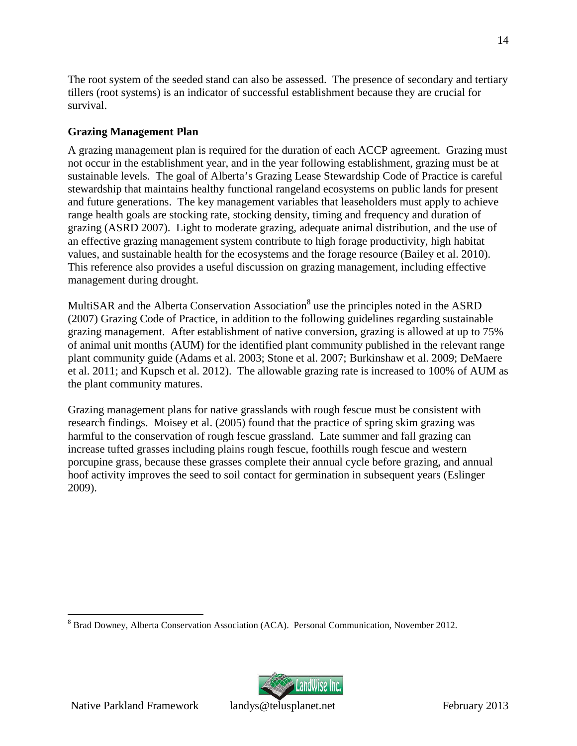The root system of the seeded stand can also be assessed. The presence of secondary and tertiary tillers (root systems) is an indicator of successful establishment because they are crucial for survival.

### Grazing Management Plan

A grazing management plan is required for the duration of each ACCP agreement. Grazing must not occur in the establishment year, and in the year following establishment, grazing must be at sustainable levels. The goal of Alberta's Grazing Lease Stewardship Code of Practice is careful stewardship that maintains healthy functional rangeland ecosystems on public lands for present and future generations. The key management variables that leaseholders must apply to achieve range health goals are stocking rate, stocking density, timing and frequency and duration of grazing (ASRD 2007). Light to moderate grazing, adequate animal distribution, and the use of an effective grazing management system contribute to high forage productivity, high habitat values, and sustainable health for the ecosystems and the forage resource (Bailey et al. 2010). This reference also provides a useful discussion on grazing management, including effective management during drought.

MultiSAR and the Alberta Conservation Association[8] use the principles noted in the ASRD (2007) Grazing Code of Practice, in addition to the following guidelines regarding sustainable grazing management. After establishment of native conversion, grazing is allowed at up to 75% of animal unit months (AUM) for the identified plant community published in the relevant range plant community guide (Adams et al. 2003; Stone et al. 2007; Burkinshaw et al. 2009; DeMaere et al. 2011; and Kupsch et al. 2012). The allowable grazing rate is increased to 100% of AUM as the plant community matures.

Grazing management plans for native grasslands with rough fescue must be consistent with research findings. Moisey et al. (2005) found that the practice of spring skim grazing was harmful to the conservation of rough fescue grassland. Late summer and fall grazing can increase tufted grasses including plains rough fescue, foothills rough fescue and western porcupine grass, because these grasses complete their annual cycle before grazing, and annual hoof activity improves the seed to soil contact for germination in subsequent years (Eslinger 2009).

[8] Brad Downey, Alberta Conservation Association (ACA). Personal Communication, November 2012.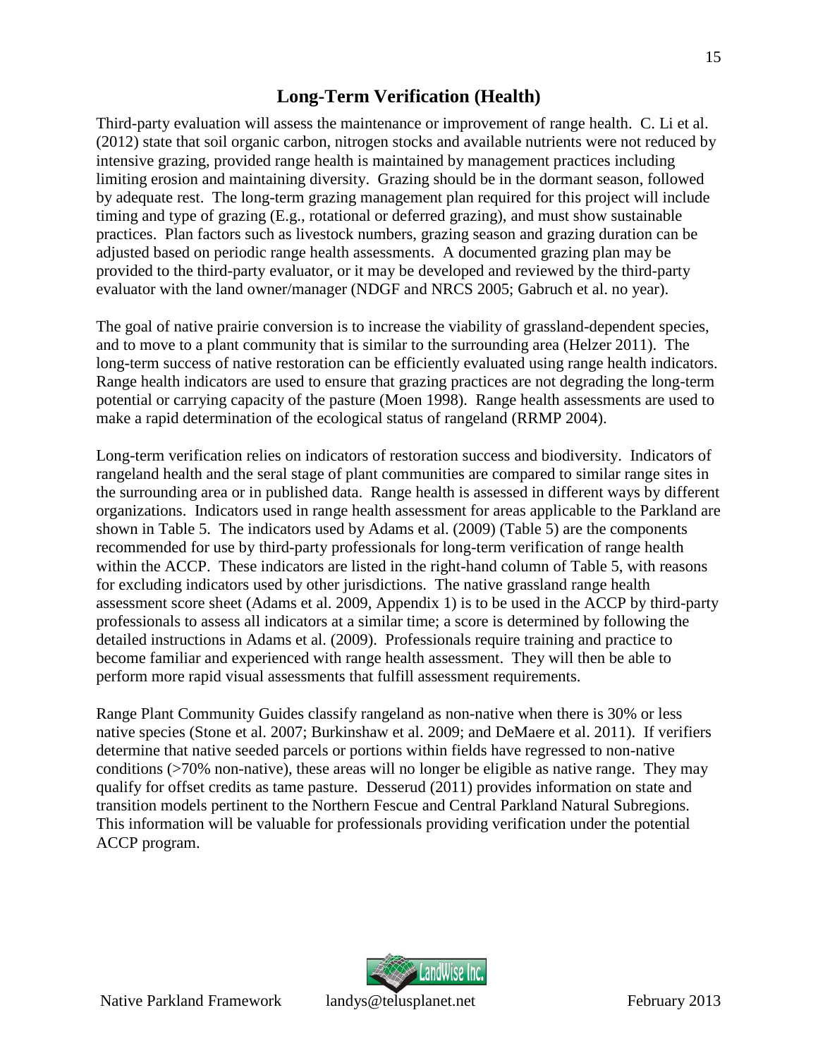## Long-Term Verification (Health)

Third-party evaluation will assess the maintenance or improvement of range health. C. Li et al. (2012) state that soil organic carbon, nitrogen stocks and available nutrients were not reduced by intensive grazing, provided range health is maintained by management practices including limiting erosion and maintaining diversity. Grazing should be in the dormant season, followed by adequate rest. The long-term grazing management plan required for this project will include timing and type of grazing (E.g., rotational or deferred grazing), and must show sustainable practices. Plan factors such as livestock numbers, grazing season and grazing duration can be adjusted based on periodic range health assessments. A documented grazing plan may be provided to the third-party evaluator, or it may be developed and reviewed by the third-party evaluator with the land owner/manager (NDGF and NRCS 2005; Gabruch et al. no year).

The goal of native prairie conversion is to increase the viability of grassland-dependent species, and to move to a plant community that is similar to the surrounding area (Helzer 2011). The long-term success of native restoration can be efficiently evaluated using range health indicators. Range health indicators are used to ensure that grazing practices are not degrading the long-term potential or carrying capacity of the pasture (Moen 1998). Range health assessments are used to make a rapid determination of the ecological status of rangeland (RRMP 2004).

Long-term verification relies on indicators of restoration success and biodiversity. Indicators of rangeland health and the seral stage of plant communities are compared to similar range sites in the surrounding area or in published data. Range health is assessed in different ways by different organizations. Indicators used in range health assessment for areas applicable to the Parkland are shown in Table 5. The indicators used by Adams et al. (2009) (Table 5) are the components recommended for use by third-party professionals for long-term verification of range health within the ACCP. These indicators are listed in the right-hand column of Table 5, with reasons for excluding indicators used by other jurisdictions. The native grassland range health assessment score sheet (Adams et al. 2009, Appendix 1) is to be used in the ACCP by third-party professionals to assess all indicators at a similar time; a score is determined by following the detailed instructions in Adams et al. (2009). Professionals require training and practice to become familiar and experienced with range health assessment. They will then be able to perform more rapid visual assessments that fulfill assessment requirements.

Range Plant Community Guides classify rangeland as non-native when there is 30% or less native species (Stone et al. 2007; Burkinshaw et al. 2009; and DeMaere et al. 2011). If verifiers determine that native seeded parcels or portions within fields have regressed to non-native conditions (>70% non-native), these areas will no longer be eligible as native range. They may qualify for offset credits as tame pasture. Desserud (2011) provides information on state and transition models pertinent to the Northern Fescue and Central Parkland Natural Subregions. This information will be valuable for professionals providing verification under the potential ACCP program.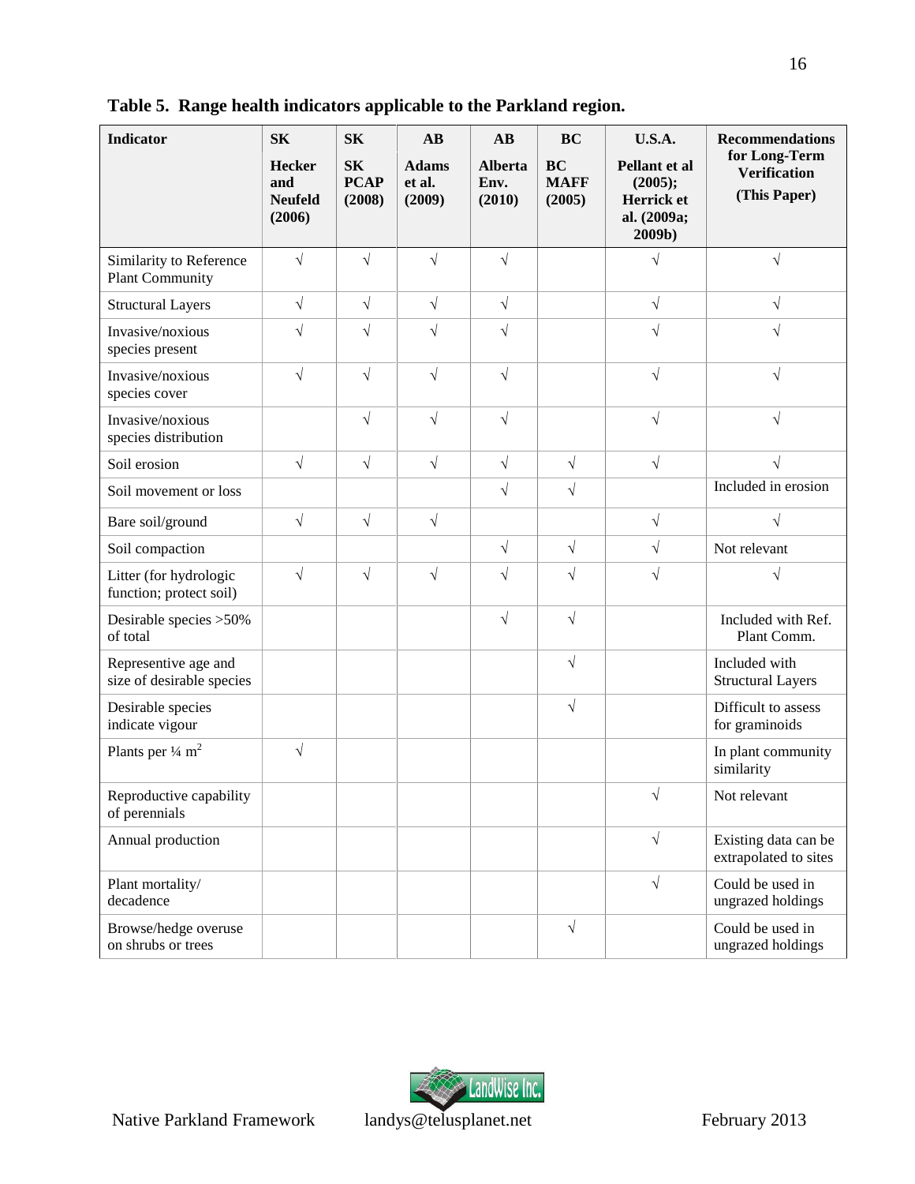**Table 5. Range health indicators applicable to the Parkland region.**

| Indicator | SK Hecker and Neufeld (2006) | SK SK PCAP (2008) | AB Adams et al. (2009) | AB Alberta Env. (2010) | BC BC MAFF (2005) | U.S.A. Pellant et al (2005); Herrick et al. (2009a; 2009b) | Recommendations for Long-Term Verification (This Paper) |
|---|---|---|---|---|---|---|---|
| Similarity to Reference Plant Community | √ | √ | √ | √ | | √ | √ |
| Structural Layers | √ | √ | √ | √ | | √ | √ |
| Invasive/noxious species present | √ | √ | √ | √ | | √ | √ |
| Invasive/noxious species cover | √ | √ | √ | √ | | √ | √ |
| Invasive/noxious species distribution | | √ | √ | √ | | √ | √ |
| Soil erosion | √ | √ | √ | √ | √ | √ | √ |
| Soil movement or loss | | | | √ | √ | | Included in erosion |
| Bare soil/ground | √ | √ | √ | | | √ | √ |
| Soil compaction | | | | √ | √ | √ | Not relevant |
| Litter (for hydrologic function; protect soil) | √ | √ | √ | √ | √ | √ | √ |
| Desirable species >50% of total | | | | √ | √ | | Included with Ref. Plant Comm. |
| Representive age and size of desirable species | | | | | √ | | Included with Structural Layers |
| Desirable species indicate vigour | | | | | √ | | Difficult to assess for graminoids |
| Plants per ¼ $m^2$ | √ | | | | | | In plant community similarity |
| Reproductive capability of perennials | | | | | | √ | Not relevant |
| Annual production | | | | | | √ | Existing data can be extrapolated to sites |
| Plant mortality/ decadence | | | | | | √ | Could be used in ungrazed holdings |
| Browse/hedge overuse on shrubs or trees | | | | | √ | | Could be used in ungrazed holdings |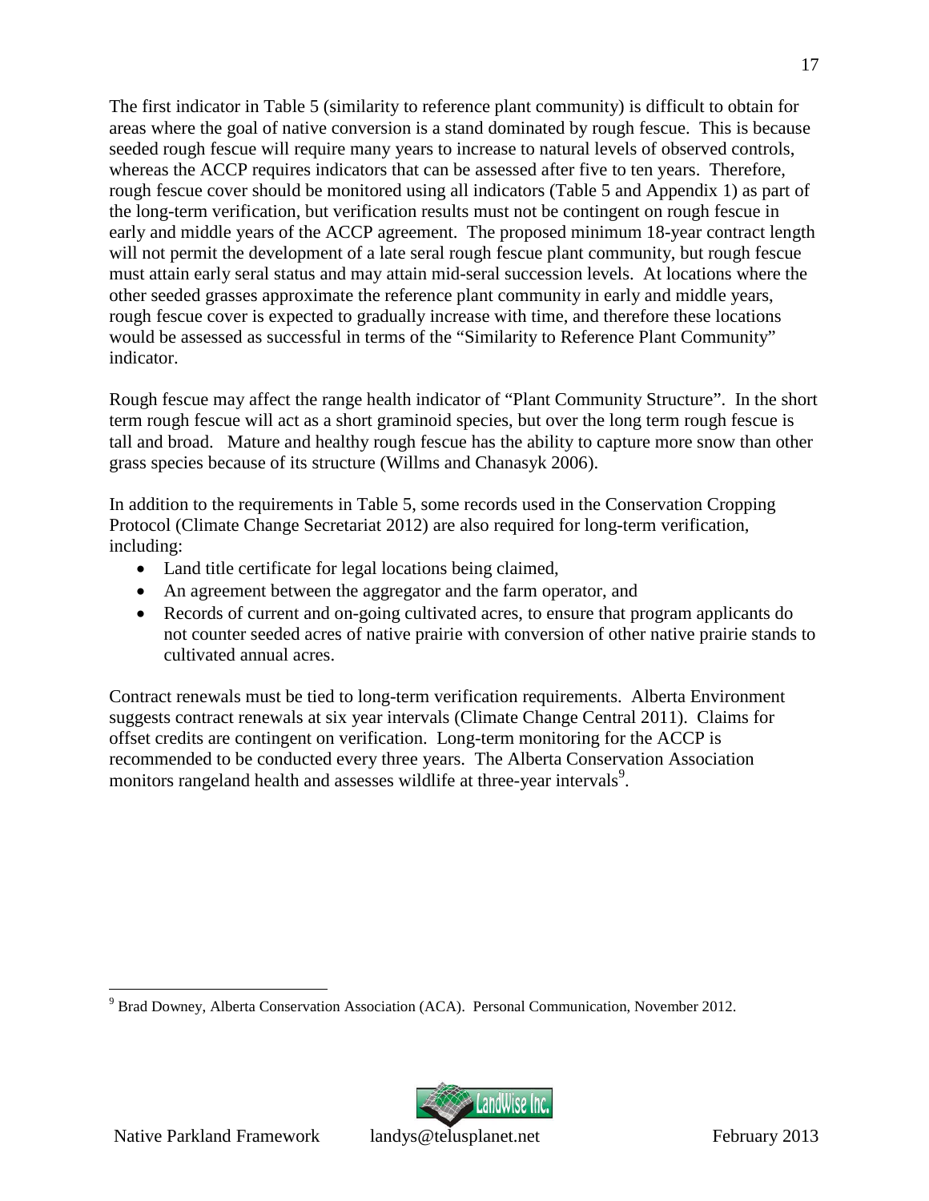The first indicator in Table 5 (similarity to reference plant community) is difficult to obtain for areas where the goal of native conversion is a stand dominated by rough fescue. This is because seeded rough fescue will require many years to increase to natural levels of observed controls, whereas the ACCP requires indicators that can be assessed after five to ten years. Therefore, rough fescue cover should be monitored using all indicators (Table 5 and Appendix 1) as part of the long-term verification, but verification results must not be contingent on rough fescue in early and middle years of the ACCP agreement. The proposed minimum 18-year contract length will not permit the development of a late seral rough fescue plant community, but rough fescue must attain early seral status and may attain mid-seral succession levels. At locations where the other seeded grasses approximate the reference plant community in early and middle years, rough fescue cover is expected to gradually increase with time, and therefore these locations would be assessed as successful in terms of the "Similarity to Reference Plant Community" indicator.

Rough fescue may affect the range health indicator of "Plant Community Structure". In the short term rough fescue will act as a short graminoid species, but over the long term rough fescue is tall and broad. Mature and healthy rough fescue has the ability to capture more snow than other grass species because of its structure (Willms and Chanasyk 2006).

In addition to the requirements in Table 5, some records used in the Conservation Cropping Protocol (Climate Change Secretariat 2012) are also required for long-term verification, including:

- Land title certificate for legal locations being claimed,
- An agreement between the aggregator and the farm operator, and
- Records of current and on-going cultivated acres, to ensure that program applicants do not counter seeded acres of native prairie with conversion of other native prairie stands to cultivated annual acres.

Contract renewals must be tied to long-term verification requirements. Alberta Environment suggests contract renewals at six year intervals (Climate Change Central 2011). Claims for offset credits are contingent on verification. Long-term monitoring for the ACCP is recommended to be conducted every three years. The Alberta Conservation Association monitors rangeland health and assesses wildlife at three-year intervals[9].

[9] Brad Downey, Alberta Conservation Association (ACA). Personal Communication, November 2012.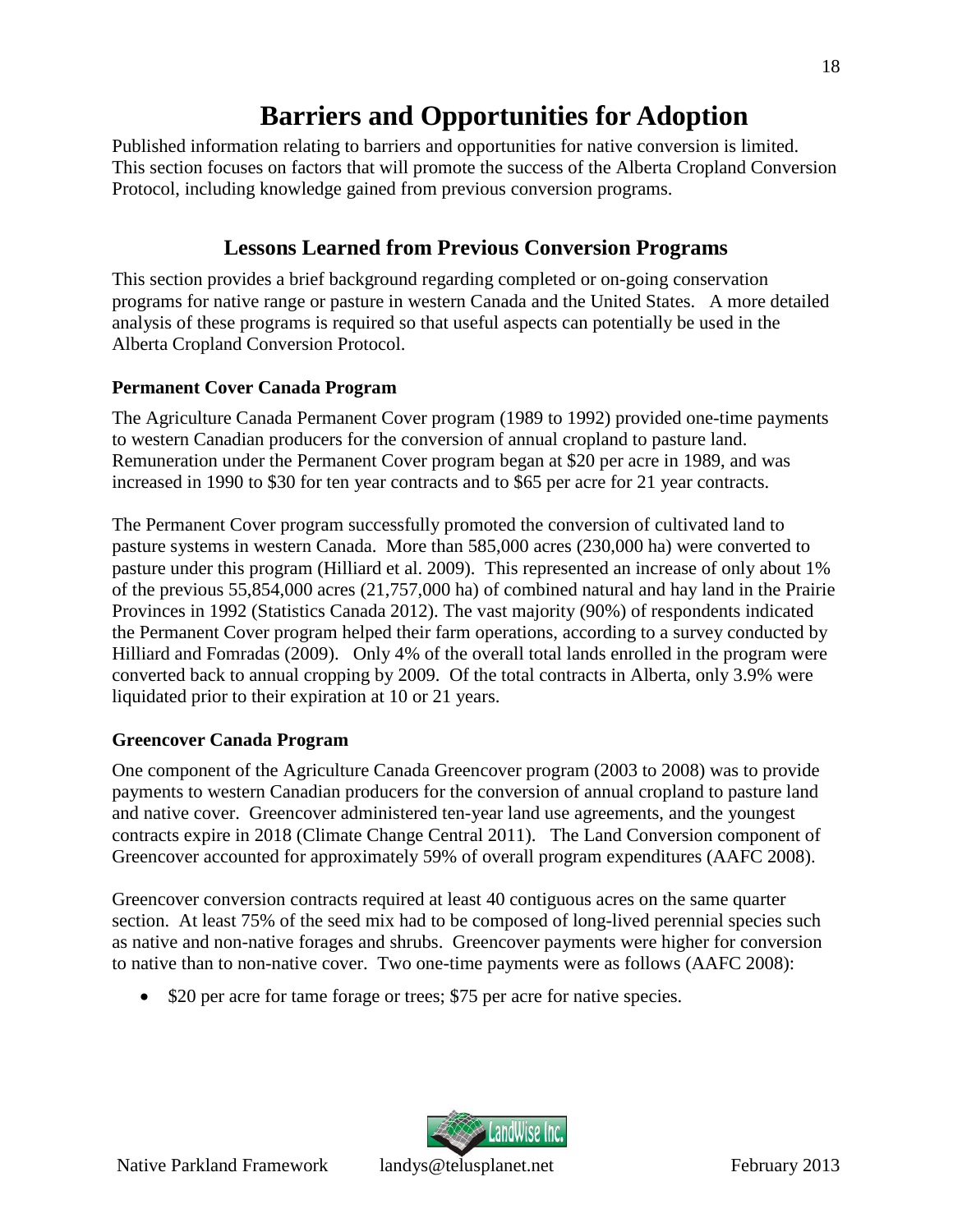# Barriers and Opportunities for Adoption

Published information relating to barriers and opportunities for native conversion is limited. This section focuses on factors that will promote the success of the Alberta Cropland Conversion Protocol, including knowledge gained from previous conversion programs.

## Lessons Learned from Previous Conversion Programs

This section provides a brief background regarding completed or on-going conservation programs for native range or pasture in western Canada and the United States. A more detailed analysis of these programs is required so that useful aspects can potentially be used in the Alberta Cropland Conversion Protocol.

### Permanent Cover Canada Program

The Agriculture Canada Permanent Cover program (1989 to 1992) provided one-time payments to western Canadian producers for the conversion of annual cropland to pasture land. Remuneration under the Permanent Cover program began at $20 per acre in 1989, and was increased in 1990 to $30 for ten year contracts and to $65 per acre for 21 year contracts.

The Permanent Cover program successfully promoted the conversion of cultivated land to pasture systems in western Canada. More than 585,000 acres (230,000 ha) were converted to pasture under this program (Hilliard et al. 2009). This represented an increase of only about 1% of the previous 55,854,000 acres (21,757,000 ha) of combined natural and hay land in the Prairie Provinces in 1992 (Statistics Canada 2012). The vast majority (90%) of respondents indicated the Permanent Cover program helped their farm operations, according to a survey conducted by Hilliard and Fomradas (2009). Only 4% of the overall total lands enrolled in the program were converted back to annual cropping by 2009. Of the total contracts in Alberta, only 3.9% were liquidated prior to their expiration at 10 or 21 years.

### Greencover Canada Program

One component of the Agriculture Canada Greencover program (2003 to 2008) was to provide payments to western Canadian producers for the conversion of annual cropland to pasture land and native cover. Greencover administered ten-year land use agreements, and the youngest contracts expire in 2018 (Climate Change Central 2011). The Land Conversion component of Greencover accounted for approximately 59% of overall program expenditures (AAFC 2008).

Greencover conversion contracts required at least 40 contiguous acres on the same quarter section. At least 75% of the seed mix had to be composed of long-lived perennial species such as native and non-native forages and shrubs. Greencover payments were higher for conversion to native than to non-native cover. Two one-time payments were as follows (AAFC 2008):

- $20 per acre for tame forage or trees; $75 per acre for native species.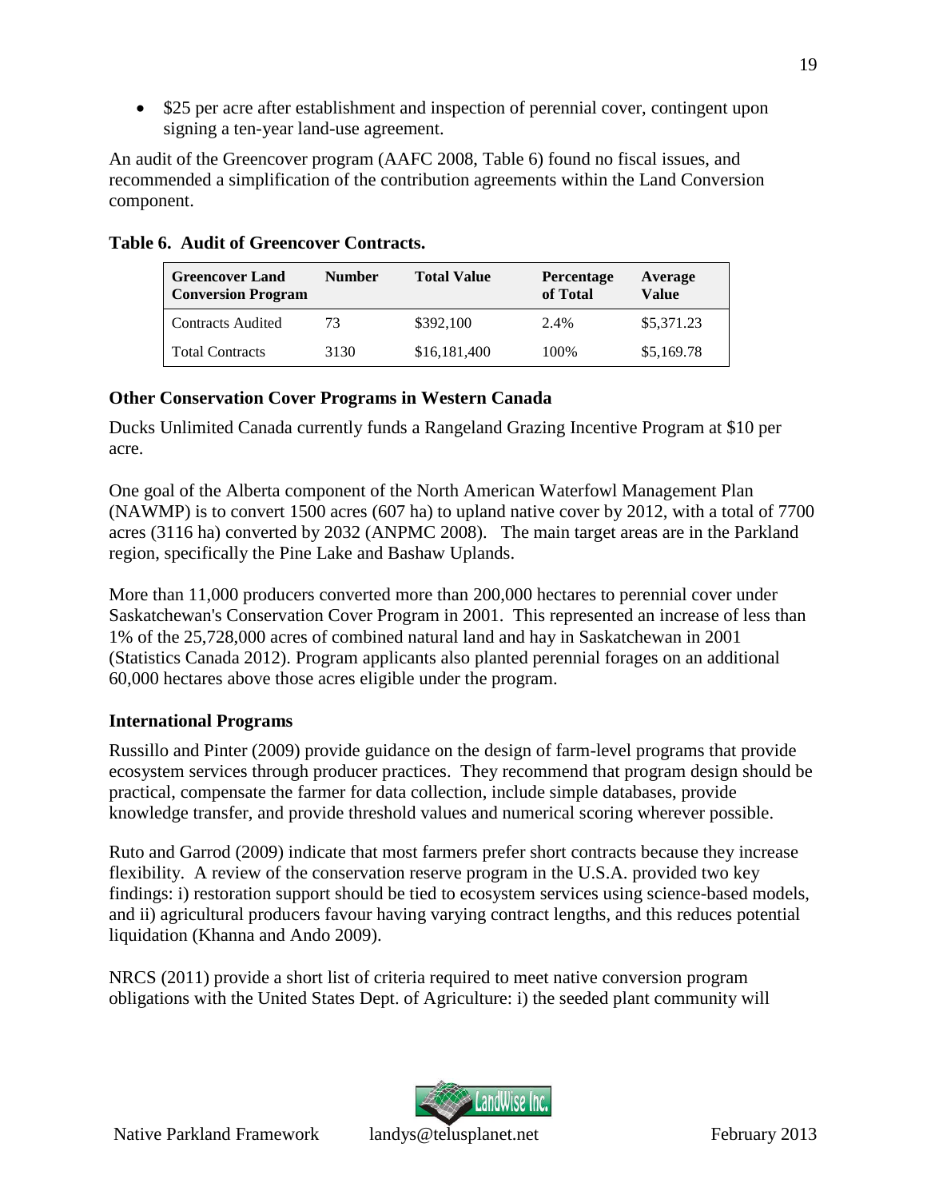- $25 per acre after establishment and inspection of perennial cover, contingent upon signing a ten-year land-use agreement.

An audit of the Greencover program (AAFC 2008, Table 6) found no fiscal issues, and recommended a simplification of the contribution agreements within the Land Conversion component.

**Table 6. Audit of Greencover Contracts.**

| Greencover Land Conversion Program | Number | Total Value | Percentage of Total | Average Value |
|---|---|---|---|---|
| Contracts Audited | 73 | $392,100 | 2.4% | $5,371.23 |
| Total Contracts | 3130 | $16,181,400 | 100% | $5,169.78 |

### Other Conservation Cover Programs in Western Canada

Ducks Unlimited Canada currently funds a Rangeland Grazing Incentive Program at $10 per acre.

One goal of the Alberta component of the North American Waterfowl Management Plan (NAWMP) is to convert 1500 acres (607 ha) to upland native cover by 2012, with a total of 7700 acres (3116 ha) converted by 2032 (ANPMC 2008). The main target areas are in the Parkland region, specifically the Pine Lake and Bashaw Uplands.

More than 11,000 producers converted more than 200,000 hectares to perennial cover under Saskatchewan's Conservation Cover Program in 2001. This represented an increase of less than 1% of the 25,728,000 acres of combined natural land and hay in Saskatchewan in 2001 (Statistics Canada 2012). Program applicants also planted perennial forages on an additional 60,000 hectares above those acres eligible under the program.

### International Programs

Russillo and Pinter (2009) provide guidance on the design of farm-level programs that provide ecosystem services through producer practices. They recommend that program design should be practical, compensate the farmer for data collection, include simple databases, provide knowledge transfer, and provide threshold values and numerical scoring wherever possible.

Ruto and Garrod (2009) indicate that most farmers prefer short contracts because they increase flexibility. A review of the conservation reserve program in the U.S.A. provided two key findings: i) restoration support should be tied to ecosystem services using science-based models, and ii) agricultural producers favour having varying contract lengths, and this reduces potential liquidation (Khanna and Ando 2009).

NRCS (2011) provide a short list of criteria required to meet native conversion program obligations with the United States Dept. of Agriculture: i) the seeded plant community will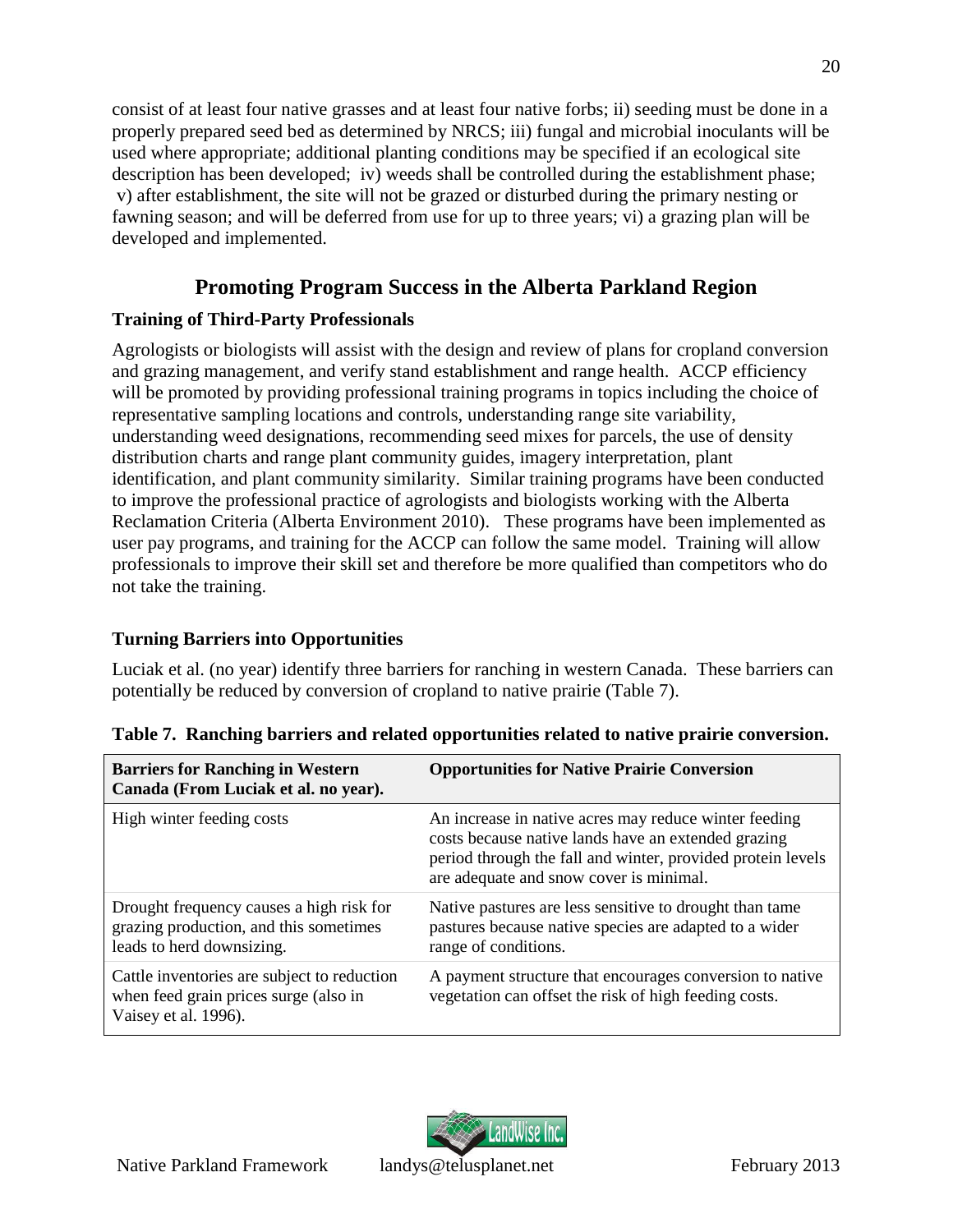consist of at least four native grasses and at least four native forbs; ii) seeding must be done in a properly prepared seed bed as determined by NRCS; iii) fungal and microbial inoculants will be used where appropriate; additional planting conditions may be specified if an ecological site description has been developed; iv) weeds shall be controlled during the establishment phase; v) after establishment, the site will not be grazed or disturbed during the primary nesting or fawning season; and will be deferred from use for up to three years; vi) a grazing plan will be developed and implemented.

## Promoting Program Success in the Alberta Parkland Region

### Training of Third-Party Professionals

Agrologists or biologists will assist with the design and review of plans for cropland conversion and grazing management, and verify stand establishment and range health. ACCP efficiency will be promoted by providing professional training programs in topics including the choice of representative sampling locations and controls, understanding range site variability, understanding weed designations, recommending seed mixes for parcels, the use of density distribution charts and range plant community guides, imagery interpretation, plant identification, and plant community similarity. Similar training programs have been conducted to improve the professional practice of agrologists and biologists working with the Alberta Reclamation Criteria (Alberta Environment 2010). These programs have been implemented as user pay programs, and training for the ACCP can follow the same model. Training will allow professionals to improve their skill set and therefore be more qualified than competitors who do not take the training.

### Turning Barriers into Opportunities

Luciak et al. (no year) identify three barriers for ranching in western Canada. These barriers can potentially be reduced by conversion of cropland to native prairie (Table 7).

**Table 7. Ranching barriers and related opportunities related to native prairie conversion.**

| Barriers for Ranching in Western Canada (From Luciak et al. no year). | Opportunities for Native Prairie Conversion |
|---|---|
| High winter feeding costs | An increase in native acres may reduce winter feeding costs because native lands have an extended grazing period through the fall and winter, provided protein levels are adequate and snow cover is minimal. |
| Drought frequency causes a high risk for grazing production, and this sometimes leads to herd downsizing. | Native pastures are less sensitive to drought than tame pastures because native species are adapted to a wider range of conditions. |
| Cattle inventories are subject to reduction when feed grain prices surge (also in Vaisey et al. 1996). | A payment structure that encourages conversion to native vegetation can offset the risk of high feeding costs. |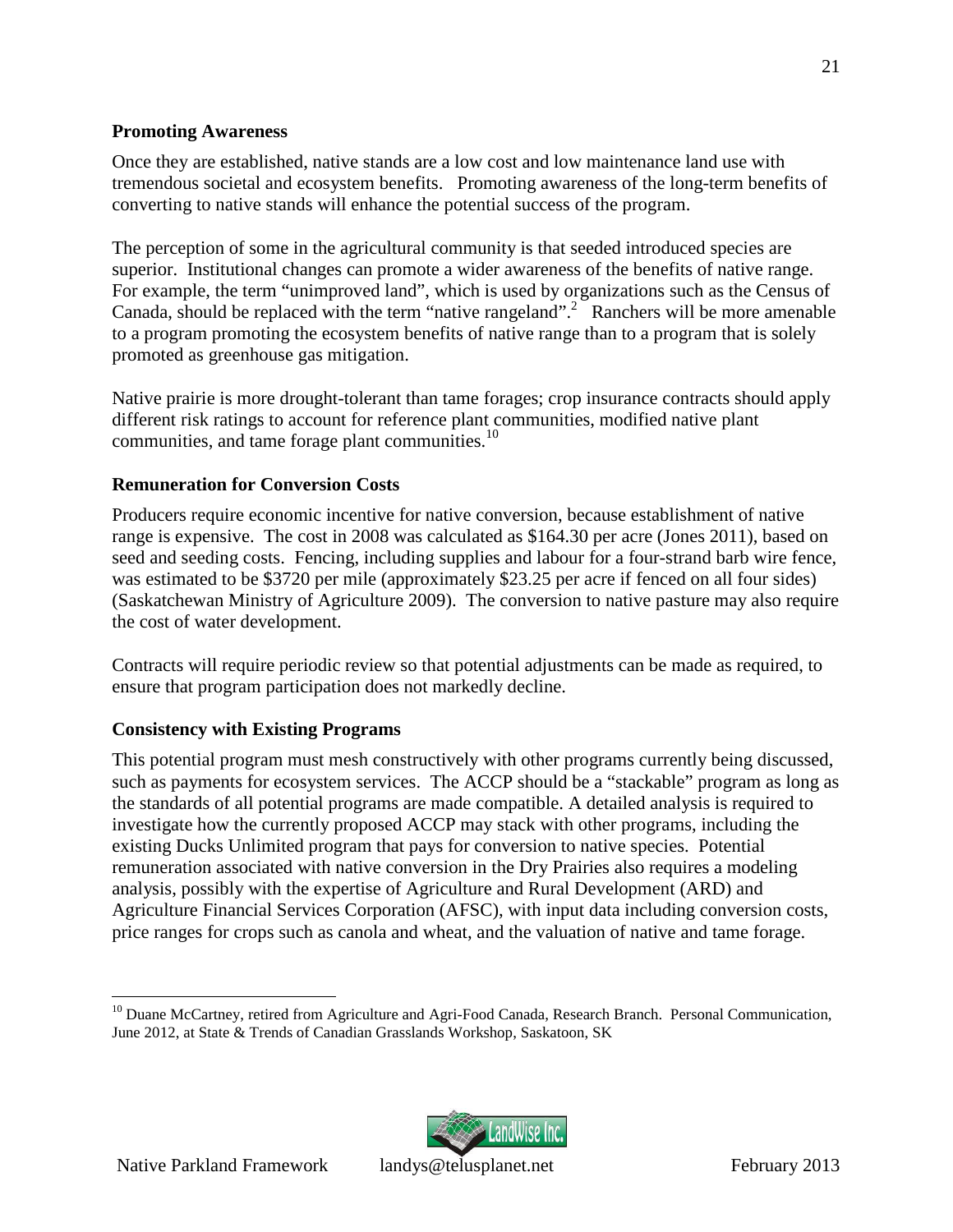### Promoting Awareness

Once they are established, native stands are a low cost and low maintenance land use with tremendous societal and ecosystem benefits. Promoting awareness of the long-term benefits of converting to native stands will enhance the potential success of the program.

The perception of some in the agricultural community is that seeded introduced species are superior. Institutional changes can promote a wider awareness of the benefits of native range. For example, the term "unimproved land", which is used by organizations such as the Census of Canada, should be replaced with the term "native rangeland".[2] Ranchers will be more amenable to a program promoting the ecosystem benefits of native range than to a program that is solely promoted as greenhouse gas mitigation.

Native prairie is more drought-tolerant than tame forages; crop insurance contracts should apply different risk ratings to account for reference plant communities, modified native plant communities, and tame forage plant communities.[10]

### Remuneration for Conversion Costs

Producers require economic incentive for native conversion, because establishment of native range is expensive. The cost in 2008 was calculated as $164.30 per acre (Jones 2011), based on seed and seeding costs. Fencing, including supplies and labour for a four-strand barb wire fence, was estimated to be $3720 per mile (approximately $23.25 per acre if fenced on all four sides) (Saskatchewan Ministry of Agriculture 2009). The conversion to native pasture may also require the cost of water development.

Contracts will require periodic review so that potential adjustments can be made as required, to ensure that program participation does not markedly decline.

### Consistency with Existing Programs

This potential program must mesh constructively with other programs currently being discussed, such as payments for ecosystem services. The ACCP should be a "stackable" program as long as the standards of all potential programs are made compatible. A detailed analysis is required to investigate how the currently proposed ACCP may stack with other programs, including the existing Ducks Unlimited program that pays for conversion to native species. Potential remuneration associated with native conversion in the Dry Prairies also requires a modeling analysis, possibly with the expertise of Agriculture and Rural Development (ARD) and Agriculture Financial Services Corporation (AFSC), with input data including conversion costs, price ranges for crops such as canola and wheat, and the valuation of native and tame forage.

---

[10] Duane McCartney, retired from Agriculture and Agri-Food Canada, Research Branch. Personal Communication, June 2012, at State & Trends of Canadian Grasslands Workshop, Saskatoon, SK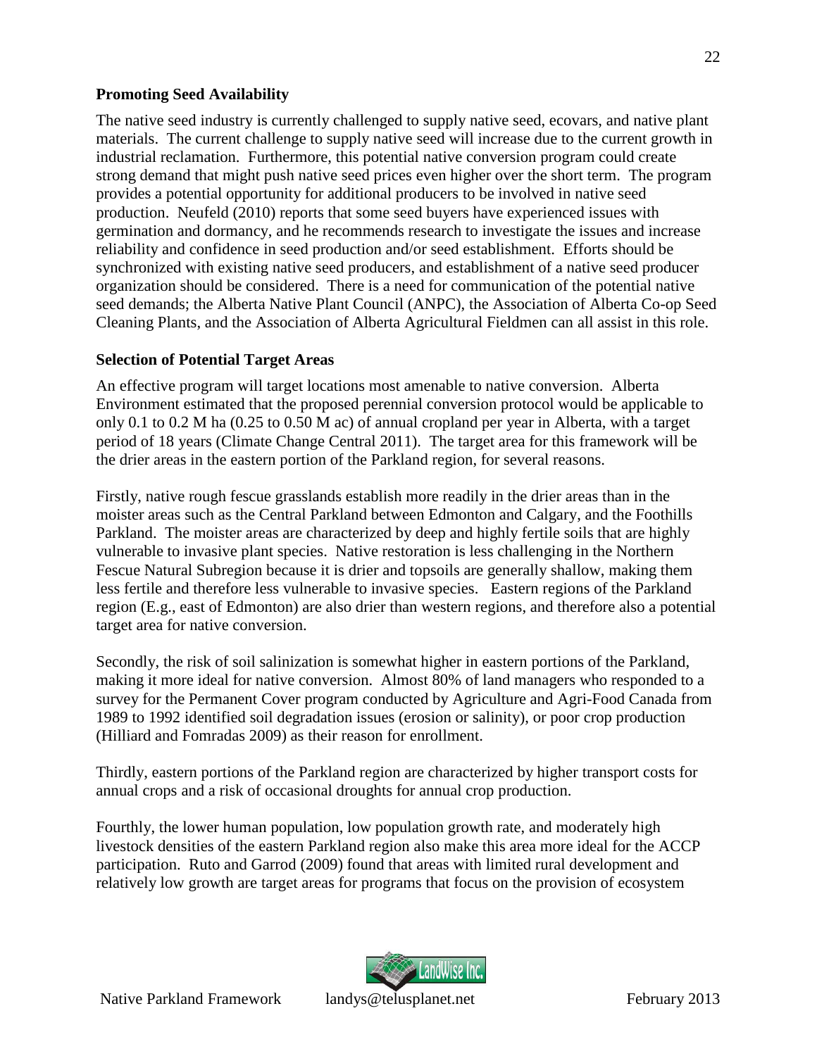**Promoting Seed Availability**

The native seed industry is currently challenged to supply native seed, ecovars, and native plant materials. The current challenge to supply native seed will increase due to the current growth in industrial reclamation. Furthermore, this potential native conversion program could create strong demand that might push native seed prices even higher over the short term. The program provides a potential opportunity for additional producers to be involved in native seed production. Neufeld (2010) reports that some seed buyers have experienced issues with germination and dormancy, and he recommends research to investigate the issues and increase reliability and confidence in seed production and/or seed establishment. Efforts should be synchronized with existing native seed producers, and establishment of a native seed producer organization should be considered. There is a need for communication of the potential native seed demands; the Alberta Native Plant Council (ANPC), the Association of Alberta Co-op Seed Cleaning Plants, and the Association of Alberta Agricultural Fieldmen can all assist in this role.

**Selection of Potential Target Areas**

An effective program will target locations most amenable to native conversion. Alberta Environment estimated that the proposed perennial conversion protocol would be applicable to only 0.1 to 0.2 M ha (0.25 to 0.50 M ac) of annual cropland per year in Alberta, with a target period of 18 years (Climate Change Central 2011). The target area for this framework will be the drier areas in the eastern portion of the Parkland region, for several reasons.

Firstly, native rough fescue grasslands establish more readily in the drier areas than in the moister areas such as the Central Parkland between Edmonton and Calgary, and the Foothills Parkland. The moister areas are characterized by deep and highly fertile soils that are highly vulnerable to invasive plant species. Native restoration is less challenging in the Northern Fescue Natural Subregion because it is drier and topsoils are generally shallow, making them less fertile and therefore less vulnerable to invasive species. Eastern regions of the Parkland region (E.g., east of Edmonton) are also drier than western regions, and therefore also a potential target area for native conversion.

Secondly, the risk of soil salinization is somewhat higher in eastern portions of the Parkland, making it more ideal for native conversion. Almost 80% of land managers who responded to a survey for the Permanent Cover program conducted by Agriculture and Agri-Food Canada from 1989 to 1992 identified soil degradation issues (erosion or salinity), or poor crop production (Hilliard and Fomradas 2009) as their reason for enrollment.

Thirdly, eastern portions of the Parkland region are characterized by higher transport costs for annual crops and a risk of occasional droughts for annual crop production.

Fourthly, the lower human population, low population growth rate, and moderately high livestock densities of the eastern Parkland region also make this area more ideal for the ACCP participation. Ruto and Garrod (2009) found that areas with limited rural development and relatively low growth are target areas for programs that focus on the provision of ecosystem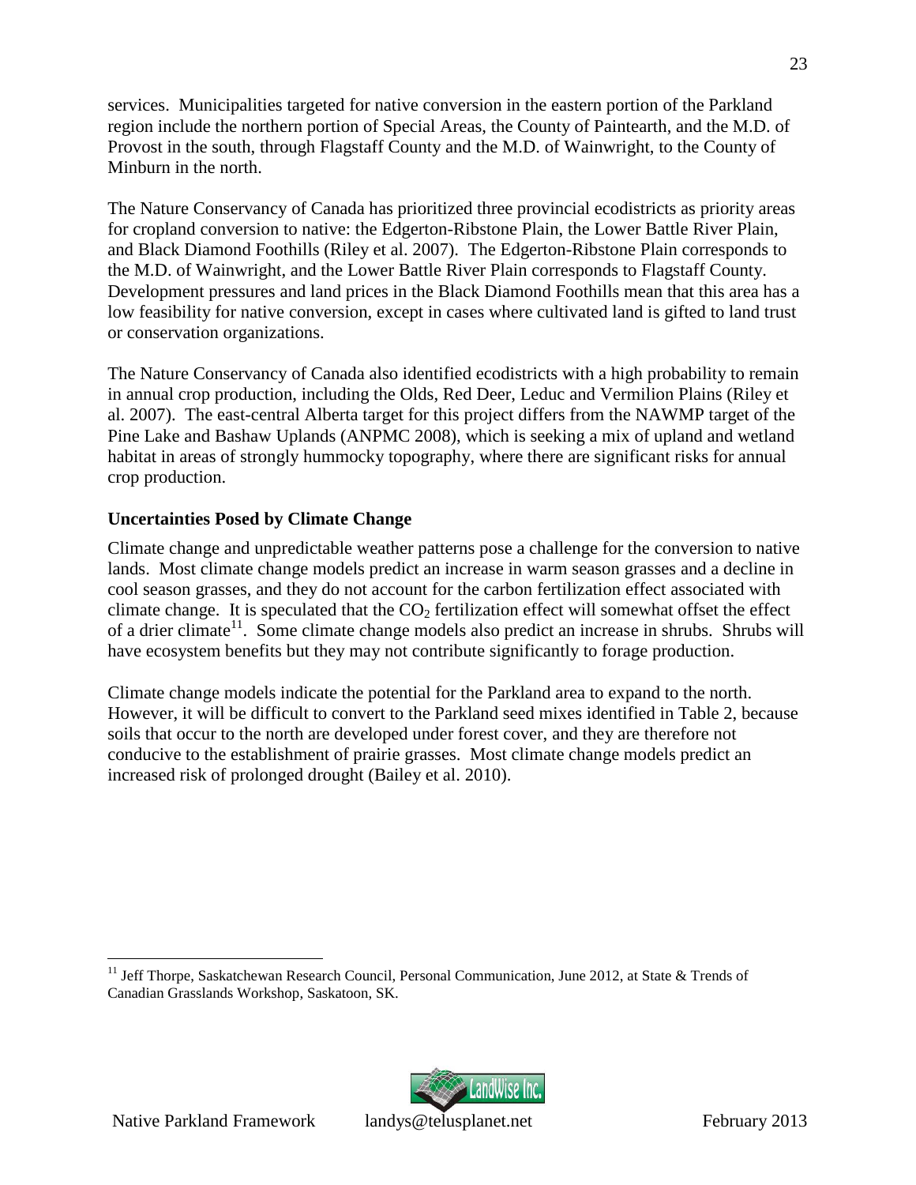services. Municipalities targeted for native conversion in the eastern portion of the Parkland region include the northern portion of Special Areas, the County of Paintearth, and the M.D. of Provost in the south, through Flagstaff County and the M.D. of Wainwright, to the County of Minburn in the north.

The Nature Conservancy of Canada has prioritized three provincial ecodistricts as priority areas for cropland conversion to native: the Edgerton-Ribstone Plain, the Lower Battle River Plain, and Black Diamond Foothills (Riley et al. 2007). The Edgerton-Ribstone Plain corresponds to the M.D. of Wainwright, and the Lower Battle River Plain corresponds to Flagstaff County. Development pressures and land prices in the Black Diamond Foothills mean that this area has a low feasibility for native conversion, except in cases where cultivated land is gifted to land trust or conservation organizations.

The Nature Conservancy of Canada also identified ecodistricts with a high probability to remain in annual crop production, including the Olds, Red Deer, Leduc and Vermilion Plains (Riley et al. 2007). The east-central Alberta target for this project differs from the NAWMP target of the Pine Lake and Bashaw Uplands (ANPMC 2008), which is seeking a mix of upland and wetland habitat in areas of strongly hummocky topography, where there are significant risks for annual crop production.

**Uncertainties Posed by Climate Change**

Climate change and unpredictable weather patterns pose a challenge for the conversion to native lands. Most climate change models predict an increase in warm season grasses and a decline in cool season grasses, and they do not account for the carbon fertilization effect associated with climate change. It is speculated that the $CO_2$ fertilization effect will somewhat offset the effect of a drier climate[11]. Some climate change models also predict an increase in shrubs. Shrubs will have ecosystem benefits but they may not contribute significantly to forage production.

Climate change models indicate the potential for the Parkland area to expand to the north. However, it will be difficult to convert to the Parkland seed mixes identified in Table 2, because soils that occur to the north are developed under forest cover, and they are therefore not conducive to the establishment of prairie grasses. Most climate change models predict an increased risk of prolonged drought (Bailey et al. 2010).

---

[11] Jeff Thorpe, Saskatchewan Research Council, Personal Communication, June 2012, at State & Trends of Canadian Grasslands Workshop, Saskatoon, SK.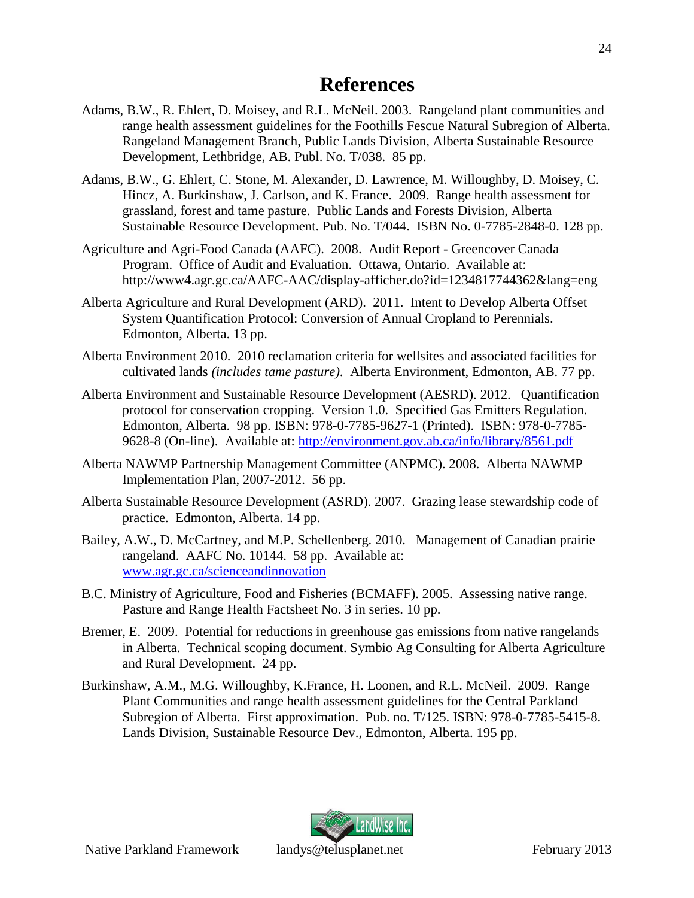# References

Adams, B.W., R. Ehlert, D. Moisey, and R.L. McNeil. 2003. Rangeland plant communities and range health assessment guidelines for the Foothills Fescue Natural Subregion of Alberta. Rangeland Management Branch, Public Lands Division, Alberta Sustainable Resource Development, Lethbridge, AB. Publ. No. T/038. 85 pp.

Adams, B.W., G. Ehlert, C. Stone, M. Alexander, D. Lawrence, M. Willoughby, D. Moisey, C. Hincz, A. Burkinshaw, J. Carlson, and K. France. 2009. Range health assessment for grassland, forest and tame pasture. Public Lands and Forests Division, Alberta Sustainable Resource Development. Pub. No. T/044. ISBN No. 0-7785-2848-0. 128 pp.

Agriculture and Agri-Food Canada (AAFC). 2008. Audit Report - Greencover Canada Program. Office of Audit and Evaluation. Ottawa, Ontario. Available at: http://www4.agr.gc.ca/AAFC-AAC/display-afficher.do?id=1234817744362&lang=eng

Alberta Agriculture and Rural Development (ARD). 2011. Intent to Develop Alberta Offset System Quantification Protocol: Conversion of Annual Cropland to Perennials. Edmonton, Alberta. 13 pp.

Alberta Environment 2010. 2010 reclamation criteria for wellsites and associated facilities for cultivated lands *(includes tame pasture)*. Alberta Environment, Edmonton, AB. 77 pp.

Alberta Environment and Sustainable Resource Development (AESRD). 2012. Quantification protocol for conservation cropping. Version 1.0. Specified Gas Emitters Regulation. Edmonton, Alberta. 98 pp. ISBN: 978-0-7785-9627-1 (Printed). ISBN: 978-0-7785-9628-8 (On-line). Available at: http://environment.gov.ab.ca/info/library/8561.pdf

Alberta NAWMP Partnership Management Committee (ANPMC). 2008. Alberta NAWMP Implementation Plan, 2007-2012. 56 pp.

Alberta Sustainable Resource Development (ASRD). 2007. Grazing lease stewardship code of practice. Edmonton, Alberta. 14 pp.

Bailey, A.W., D. McCartney, and M.P. Schellenberg. 2010. Management of Canadian prairie rangeland. AAFC No. 10144. 58 pp. Available at: www.agr.gc.ca/scienceandinnovation

B.C. Ministry of Agriculture, Food and Fisheries (BCMAFF). 2005. Assessing native range. Pasture and Range Health Factsheet No. 3 in series. 10 pp.

Bremer, E. 2009. Potential for reductions in greenhouse gas emissions from native rangelands in Alberta. Technical scoping document. Symbio Ag Consulting for Alberta Agriculture and Rural Development. 24 pp.

Burkinshaw, A.M., M.G. Willoughby, K.France, H. Loonen, and R.L. McNeil. 2009. Range Plant Communities and range health assessment guidelines for the Central Parkland Subregion of Alberta. First approximation. Pub. no. T/125. ISBN: 978-0-7785-5415-8. Lands Division, Sustainable Resource Dev., Edmonton, Alberta. 195 pp.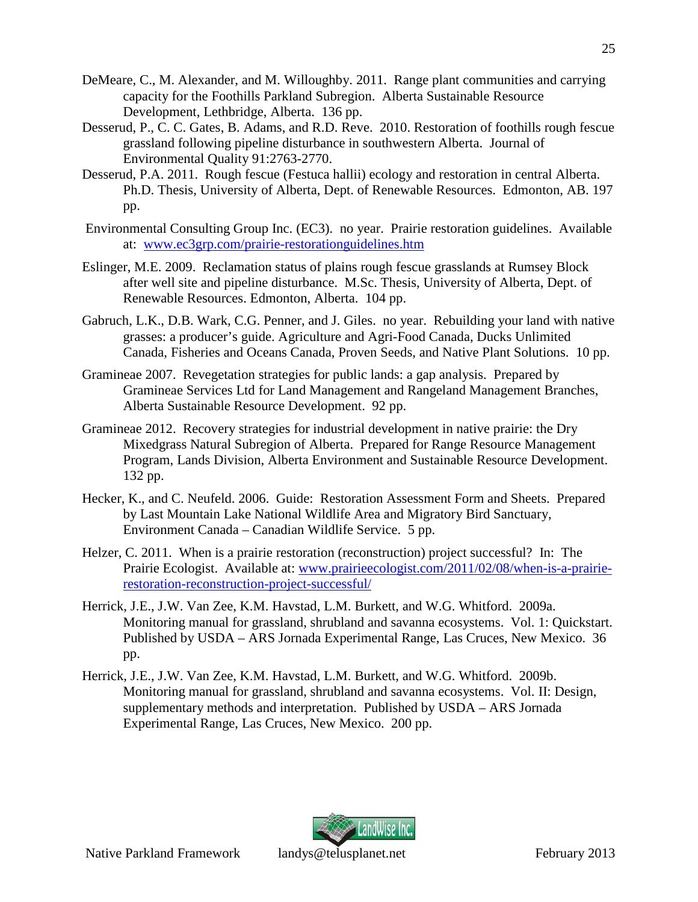DeMeare, C., M. Alexander, and M. Willoughby. 2011. Range plant communities and carrying capacity for the Foothills Parkland Subregion. Alberta Sustainable Resource Development, Lethbridge, Alberta. 136 pp.

Desserud, P., C. C. Gates, B. Adams, and R.D. Reve. 2010. Restoration of foothills rough fescue grassland following pipeline disturbance in southwestern Alberta. Journal of Environmental Quality 91:2763-2770.

Desserud, P.A. 2011. Rough fescue (Festuca hallii) ecology and restoration in central Alberta. Ph.D. Thesis, University of Alberta, Dept. of Renewable Resources. Edmonton, AB. 197 pp.

Environmental Consulting Group Inc. (EC3). no year. Prairie restoration guidelines. Available at: [www.ec3grp.com/prairie-restorationguidelines.htm](www.ec3grp.com/prairie-restorationguidelines.htm)

Eslinger, M.E. 2009. Reclamation status of plains rough fescue grasslands at Rumsey Block after well site and pipeline disturbance. M.Sc. Thesis, University of Alberta, Dept. of Renewable Resources. Edmonton, Alberta. 104 pp.

Gabruch, L.K., D.B. Wark, C.G. Penner, and J. Giles. no year. Rebuilding your land with native grasses: a producer's guide. Agriculture and Agri-Food Canada, Ducks Unlimited Canada, Fisheries and Oceans Canada, Proven Seeds, and Native Plant Solutions. 10 pp.

Gramineae 2007. Revegetation strategies for public lands: a gap analysis. Prepared by Gramineae Services Ltd for Land Management and Rangeland Management Branches, Alberta Sustainable Resource Development. 92 pp.

Gramineae 2012. Recovery strategies for industrial development in native prairie: the Dry Mixedgrass Natural Subregion of Alberta. Prepared for Range Resource Management Program, Lands Division, Alberta Environment and Sustainable Resource Development. 132 pp.

Hecker, K., and C. Neufeld. 2006. Guide: Restoration Assessment Form and Sheets. Prepared by Last Mountain Lake National Wildlife Area and Migratory Bird Sanctuary, Environment Canada – Canadian Wildlife Service. 5 pp.

Helzer, C. 2011. When is a prairie restoration (reconstruction) project successful? In: The Prairie Ecologist. Available at: [www.prairieecologist.com/2011/02/08/when-is-a-prairie-restoration-reconstruction-project-successful/](www.prairieecologist.com/2011/02/08/when-is-a-prairie-restoration-reconstruction-project-successful/)

Herrick, J.E., J.W. Van Zee, K.M. Havstad, L.M. Burkett, and W.G. Whitford. 2009a. Monitoring manual for grassland, shrubland and savanna ecosystems. Vol. 1: Quickstart. Published by USDA – ARS Jornada Experimental Range, Las Cruces, New Mexico. 36 pp.

Herrick, J.E., J.W. Van Zee, K.M. Havstad, L.M. Burkett, and W.G. Whitford. 2009b. Monitoring manual for grassland, shrubland and savanna ecosystems. Vol. II: Design, supplementary methods and interpretation. Published by USDA – ARS Jornada Experimental Range, Las Cruces, New Mexico. 200 pp.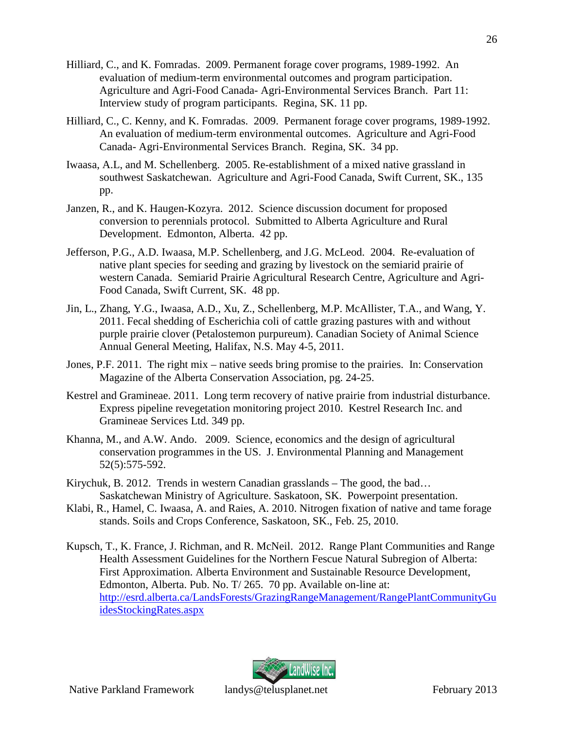Hilliard, C., and K. Fomradas. 2009. Permanent forage cover programs, 1989-1992. An evaluation of medium-term environmental outcomes and program participation. Agriculture and Agri-Food Canada- Agri-Environmental Services Branch. Part 11: Interview study of program participants. Regina, SK. 11 pp.

Hilliard, C., C. Kenny, and K. Fomradas. 2009. Permanent forage cover programs, 1989-1992. An evaluation of medium-term environmental outcomes. Agriculture and Agri-Food Canada- Agri-Environmental Services Branch. Regina, SK. 34 pp.

Iwaasa, A.L, and M. Schellenberg. 2005. Re-establishment of a mixed native grassland in southwest Saskatchewan. Agriculture and Agri-Food Canada, Swift Current, SK., 135 pp.

Janzen, R., and K. Haugen-Kozyra. 2012. Science discussion document for proposed conversion to perennials protocol. Submitted to Alberta Agriculture and Rural Development. Edmonton, Alberta. 42 pp.

Jefferson, P.G., A.D. Iwaasa, M.P. Schellenberg, and J.G. McLeod. 2004. Re-evaluation of native plant species for seeding and grazing by livestock on the semiarid prairie of western Canada. Semiarid Prairie Agricultural Research Centre, Agriculture and Agri-Food Canada, Swift Current, SK. 48 pp.

Jin, L., Zhang, Y.G., Iwaasa, A.D., Xu, Z., Schellenberg, M.P. McAllister, T.A., and Wang, Y. 2011. Fecal shedding of Escherichia coli of cattle grazing pastures with and without purple prairie clover (Petalostemon purpureum). Canadian Society of Animal Science Annual General Meeting, Halifax, N.S. May 4-5, 2011.

Jones, P.F. 2011. The right mix – native seeds bring promise to the prairies. In: Conservation Magazine of the Alberta Conservation Association, pg. 24-25.

Kestrel and Gramineae. 2011. Long term recovery of native prairie from industrial disturbance. Express pipeline revegetation monitoring project 2010. Kestrel Research Inc. and Gramineae Services Ltd. 349 pp.

Khanna, M., and A.W. Ando. 2009. Science, economics and the design of agricultural conservation programmes in the US. J. Environmental Planning and Management 52(5):575-592.

Kirychuk, B. 2012. Trends in western Canadian grasslands – The good, the bad… Saskatchewan Ministry of Agriculture. Saskatoon, SK. Powerpoint presentation.

Klabi, R., Hamel, C. Iwaasa, A. and Raies, A. 2010. Nitrogen fixation of native and tame forage stands. Soils and Crops Conference, Saskatoon, SK., Feb. 25, 2010.

Kupsch, T., K. France, J. Richman, and R. McNeil. 2012. Range Plant Communities and Range Health Assessment Guidelines for the Northern Fescue Natural Subregion of Alberta: First Approximation. Alberta Environment and Sustainable Resource Development, Edmonton, Alberta. Pub. No. T/ 265. 70 pp. Available on-line at: http://esrd.alberta.ca/LandsForests/GrazingRangeManagement/RangePlantCommunityGuidesStockingRates.aspx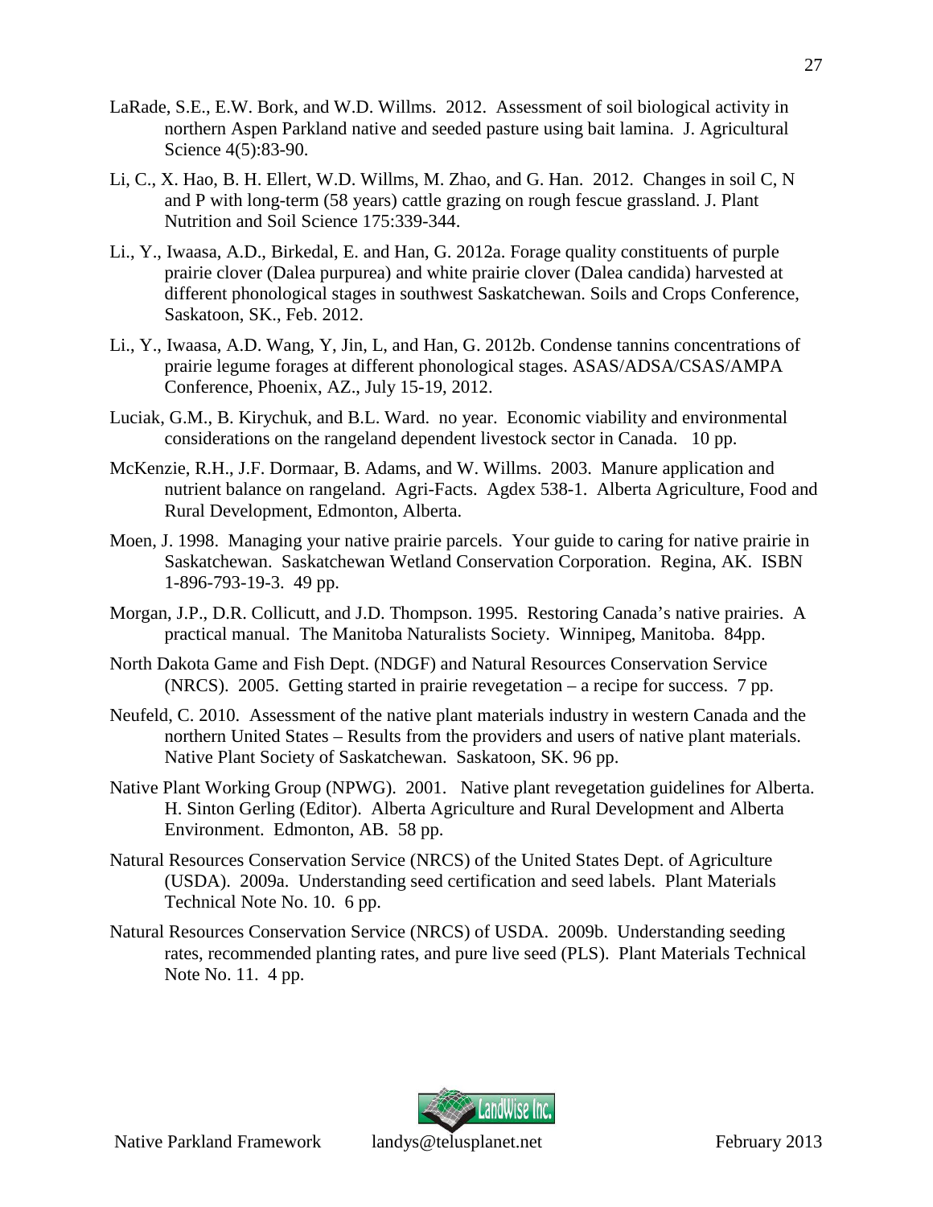LaRade, S.E., E.W. Bork, and W.D. Willms. 2012. Assessment of soil biological activity in northern Aspen Parkland native and seeded pasture using bait lamina. J. Agricultural Science 4(5):83-90.

Li, C., X. Hao, B. H. Ellert, W.D. Willms, M. Zhao, and G. Han. 2012. Changes in soil C, N and P with long-term (58 years) cattle grazing on rough fescue grassland. J. Plant Nutrition and Soil Science 175:339-344.

Li., Y., Iwaasa, A.D., Birkedal, E. and Han, G. 2012a. Forage quality constituents of purple prairie clover (Dalea purpurea) and white prairie clover (Dalea candida) harvested at different phonological stages in southwest Saskatchewan. Soils and Crops Conference, Saskatoon, SK., Feb. 2012.

Li., Y., Iwaasa, A.D. Wang, Y, Jin, L, and Han, G. 2012b. Condense tannins concentrations of prairie legume forages at different phonological stages. ASAS/ADSA/CSAS/AMPA Conference, Phoenix, AZ., July 15-19, 2012.

Luciak, G.M., B. Kirychuk, and B.L. Ward. no year. Economic viability and environmental considerations on the rangeland dependent livestock sector in Canada. 10 pp.

McKenzie, R.H., J.F. Dormaar, B. Adams, and W. Willms. 2003. Manure application and nutrient balance on rangeland. Agri-Facts. Agdex 538-1. Alberta Agriculture, Food and Rural Development, Edmonton, Alberta.

Moen, J. 1998. Managing your native prairie parcels. Your guide to caring for native prairie in Saskatchewan. Saskatchewan Wetland Conservation Corporation. Regina, AK. ISBN 1-896-793-19-3. 49 pp.

Morgan, J.P., D.R. Collicutt, and J.D. Thompson. 1995. Restoring Canada's native prairies. A practical manual. The Manitoba Naturalists Society. Winnipeg, Manitoba. 84pp.

North Dakota Game and Fish Dept. (NDGF) and Natural Resources Conservation Service (NRCS). 2005. Getting started in prairie revegetation – a recipe for success. 7 pp.

Neufeld, C. 2010. Assessment of the native plant materials industry in western Canada and the northern United States – Results from the providers and users of native plant materials. Native Plant Society of Saskatchewan. Saskatoon, SK. 96 pp.

Native Plant Working Group (NPWG). 2001. Native plant revegetation guidelines for Alberta. H. Sinton Gerling (Editor). Alberta Agriculture and Rural Development and Alberta Environment. Edmonton, AB. 58 pp.

Natural Resources Conservation Service (NRCS) of the United States Dept. of Agriculture (USDA). 2009a. Understanding seed certification and seed labels. Plant Materials Technical Note No. 10. 6 pp.

Natural Resources Conservation Service (NRCS) of USDA. 2009b. Understanding seeding rates, recommended planting rates, and pure live seed (PLS). Plant Materials Technical Note No. 11. 4 pp.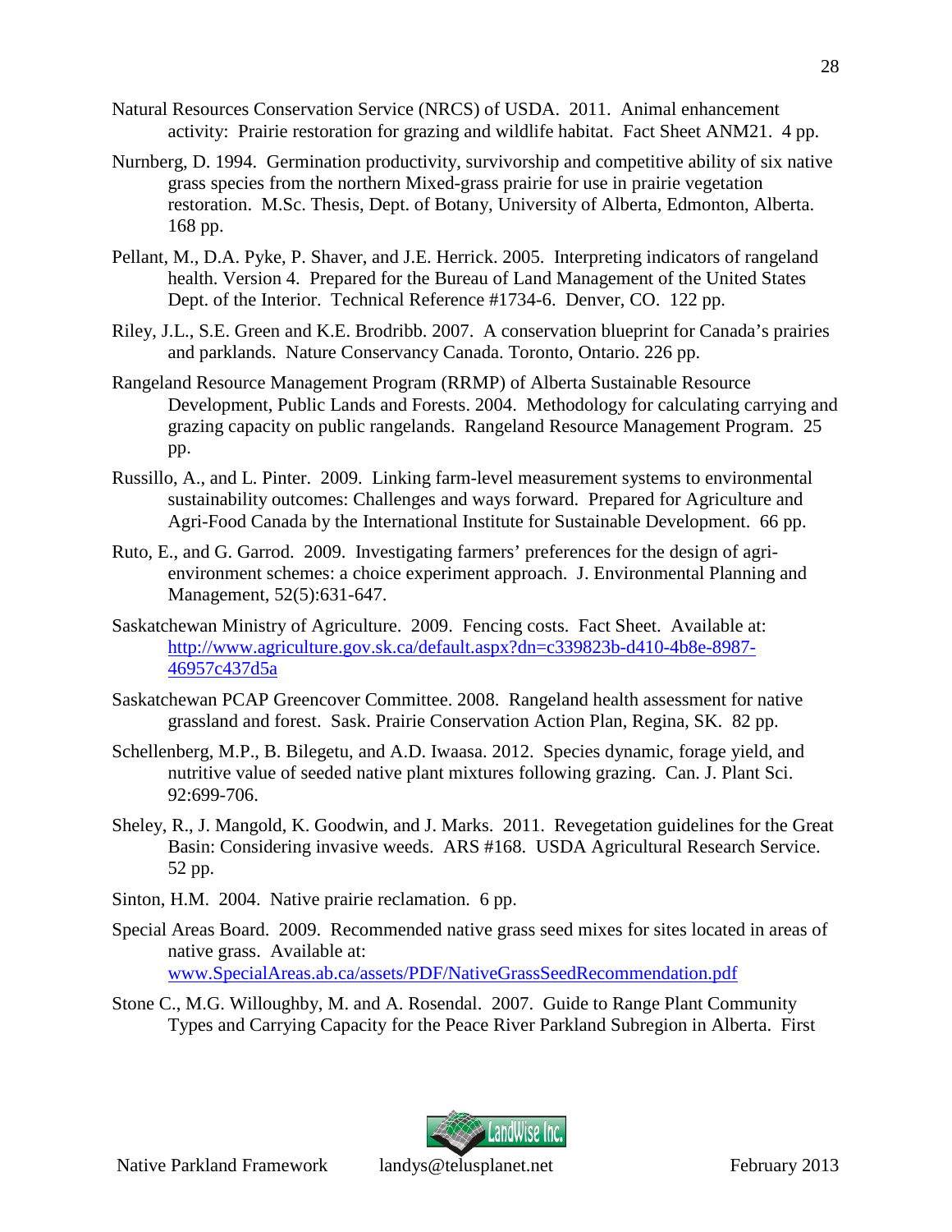Natural Resources Conservation Service (NRCS) of USDA. 2011. Animal enhancement activity: Prairie restoration for grazing and wildlife habitat. Fact Sheet ANM21. 4 pp.

Nurnberg, D. 1994. Germination productivity, survivorship and competitive ability of six native grass species from the northern Mixed-grass prairie for use in prairie vegetation restoration. M.Sc. Thesis, Dept. of Botany, University of Alberta, Edmonton, Alberta. 168 pp.

Pellant, M., D.A. Pyke, P. Shaver, and J.E. Herrick. 2005. Interpreting indicators of rangeland health. Version 4. Prepared for the Bureau of Land Management of the United States Dept. of the Interior. Technical Reference #1734-6. Denver, CO. 122 pp.

Riley, J.L., S.E. Green and K.E. Brodribb. 2007. A conservation blueprint for Canada's prairies and parklands. Nature Conservancy Canada. Toronto, Ontario. 226 pp.

Rangeland Resource Management Program (RRMP) of Alberta Sustainable Resource Development, Public Lands and Forests. 2004. Methodology for calculating carrying and grazing capacity on public rangelands. Rangeland Resource Management Program. 25 pp.

Russillo, A., and L. Pinter. 2009. Linking farm-level measurement systems to environmental sustainability outcomes: Challenges and ways forward. Prepared for Agriculture and Agri-Food Canada by the International Institute for Sustainable Development. 66 pp.

Ruto, E., and G. Garrod. 2009. Investigating farmers' preferences for the design of agri-environment schemes: a choice experiment approach. J. Environmental Planning and Management, 52(5):631-647.

Saskatchewan Ministry of Agriculture. 2009. Fencing costs. Fact Sheet. Available at: http://www.agriculture.gov.sk.ca/default.aspx?dn=c339823b-d410-4b8e-8987-46957c437d5a

Saskatchewan PCAP Greencover Committee. 2008. Rangeland health assessment for native grassland and forest. Sask. Prairie Conservation Action Plan, Regina, SK. 82 pp.

Schellenberg, M.P., B. Bilegetu, and A.D. Iwaasa. 2012. Species dynamic, forage yield, and nutritive value of seeded native plant mixtures following grazing. Can. J. Plant Sci. 92:699-706.

Sheley, R., J. Mangold, K. Goodwin, and J. Marks. 2011. Revegetation guidelines for the Great Basin: Considering invasive weeds. ARS #168. USDA Agricultural Research Service. 52 pp.

Sinton, H.M. 2004. Native prairie reclamation. 6 pp.

Special Areas Board. 2009. Recommended native grass seed mixes for sites located in areas of native grass. Available at: www.SpecialAreas.ab.ca/assets/PDF/NativeGrassSeedRecommendation.pdf

Stone C., M.G. Willoughby, M. and A. Rosendal. 2007. Guide to Range Plant Community Types and Carrying Capacity for the Peace River Parkland Subregion in Alberta. First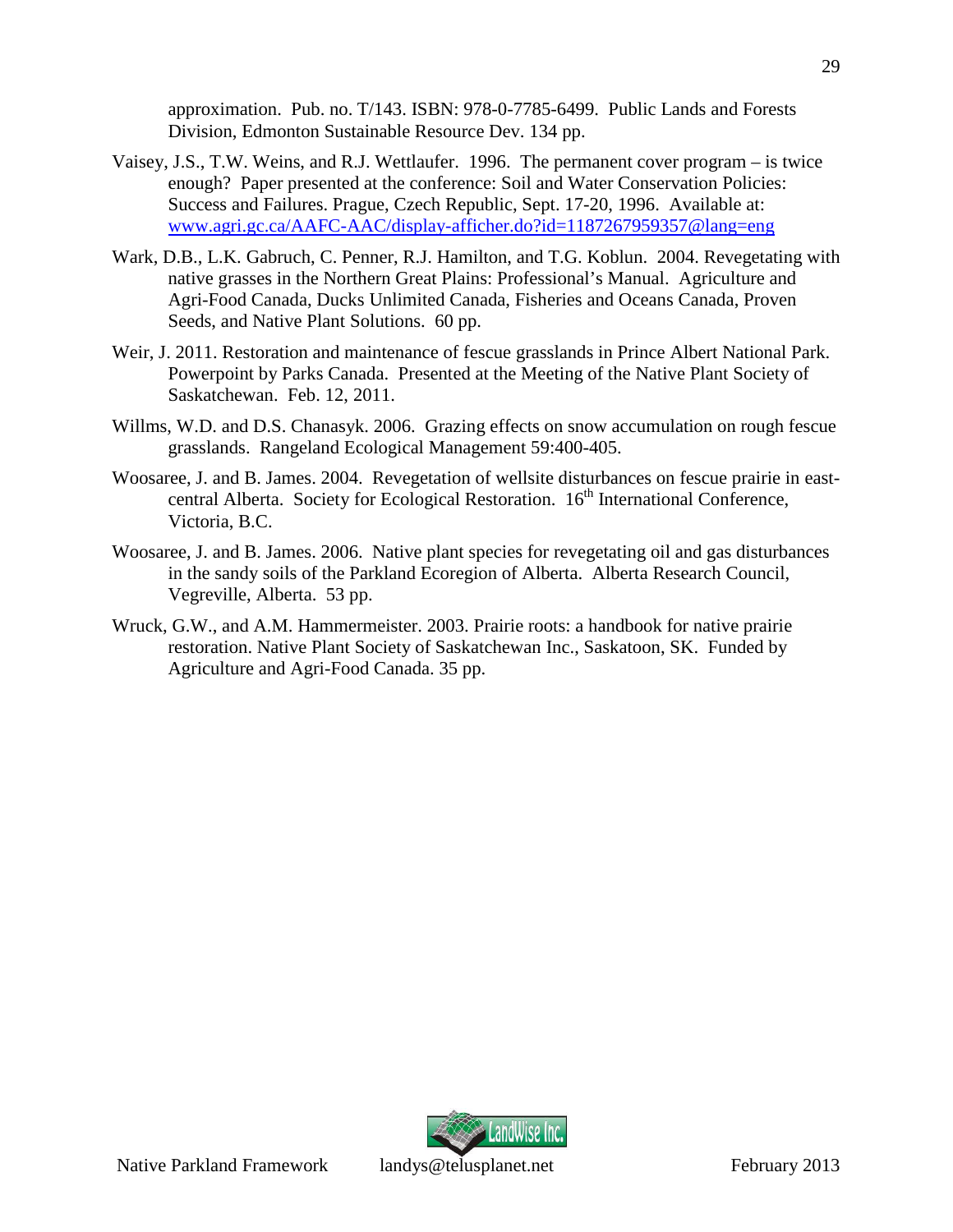approximation. Pub. no. T/143. ISBN: 978-0-7785-6499. Public Lands and Forests Division, Edmonton Sustainable Resource Dev. 134 pp.

Vaisey, J.S., T.W. Weins, and R.J. Wettlaufer. 1996. The permanent cover program – is twice enough? Paper presented at the conference: Soil and Water Conservation Policies: Success and Failures. Prague, Czech Republic, Sept. 17-20, 1996. Available at: www.agri.gc.ca/AAFC-AAC/display-afficher.do?id=1187267959357@lang=eng

Wark, D.B., L.K. Gabruch, C. Penner, R.J. Hamilton, and T.G. Koblun. 2004. Revegetating with native grasses in the Northern Great Plains: Professional's Manual. Agriculture and Agri-Food Canada, Ducks Unlimited Canada, Fisheries and Oceans Canada, Proven Seeds, and Native Plant Solutions. 60 pp.

Weir, J. 2011. Restoration and maintenance of fescue grasslands in Prince Albert National Park. Powerpoint by Parks Canada. Presented at the Meeting of the Native Plant Society of Saskatchewan. Feb. 12, 2011.

Willms, W.D. and D.S. Chanasyk. 2006. Grazing effects on snow accumulation on rough fescue grasslands. Rangeland Ecological Management 59:400-405.

Woosaree, J. and B. James. 2004. Revegetation of wellsite disturbances on fescue prairie in east-central Alberta. Society for Ecological Restoration. 16th International Conference, Victoria, B.C.

Woosaree, J. and B. James. 2006. Native plant species for revegetating oil and gas disturbances in the sandy soils of the Parkland Ecoregion of Alberta. Alberta Research Council, Vegreville, Alberta. 53 pp.

Wruck, G.W., and A.M. Hammermeister. 2003. Prairie roots: a handbook for native prairie restoration. Native Plant Society of Saskatchewan Inc., Saskatoon, SK. Funded by Agriculture and Agri-Food Canada. 35 pp.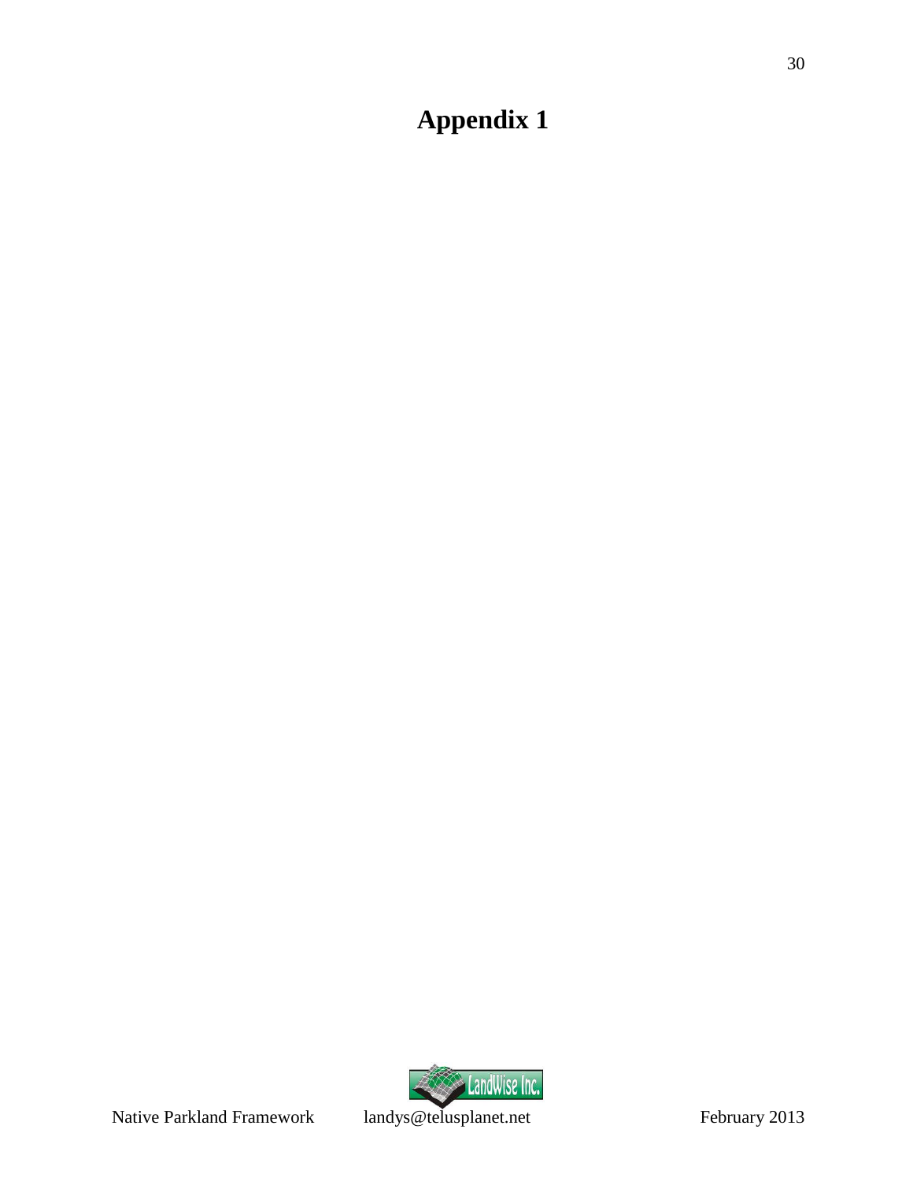# Appendix 1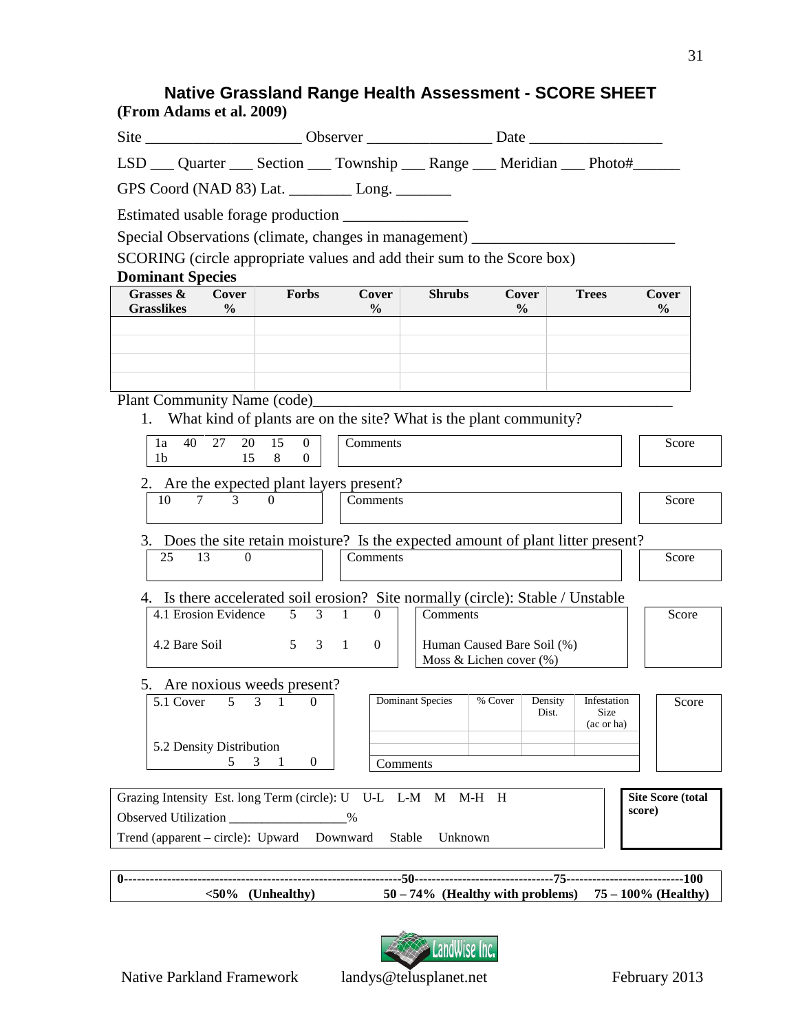## Native Grassland Range Health Assessment - SCORE SHEET

**(From Adams et al. 2009)**

Site ____________________ Observer ________________ Date _________________

LSD ___ Quarter ___ Section ___ Township ___ Range ___ Meridian ___ Photo#______

GPS Coord (NAD 83) Lat. ________ Long. _______

Estimated usable forage production ________________

Special Observations (climate, changes in management) _________________________

SCORING (circle appropriate values and add their sum to the Score box)

**Dominant Species**

| Grasses & Grasslikes | Cover % | Forbs | Cover % | Shrubs | Cover % | Trees | Cover % |
|---|---|---|---|---|---|---|---|
| | | | | | | | |
| | | | | | | | |
| | | | | | | | |
| | | | | | | | |

Plant Community Name (code)_____________________________________________

1. What kind of plants are on the site? What is the plant community?

| | | |
|---|---|---|
| 1a 40 27 20 15 0<br>1b 15 8 0 | Comments | Score |

2. Are the expected plant layers present?

| | | |
|---|---|---|
| 10 7 3 0 | Comments | Score |

3. Does the site retain moisture? Is the expected amount of plant litter present?

| | | |
|---|---|---|
| 25 13 0 | Comments | Score |

4. Is there accelerated soil erosion? Site normally (circle): Stable / Unstable

| | | |
|---|---|---|
| 4.1 Erosion Evidence 5 3 1 0<br>4.2 Bare Soil 5 3 1 0 | Comments<br>Human Caused Bare Soil (%)<br>Moss & Lichen cover (%) | Score |

5. Are noxious weeds present?

| | | |
|---|---|---|
| 5.1 Cover 5 3 1 0<br>5.2 Density Distribution 5 3 1 0 | | Score |

| Dominant Species | % Cover | Density Dist. | Infestation Size (ac or ha) |
|---|---|---|---|
| | | | |
| | | | |
| Comments | | | |

| | |
|---|---|
| Grazing Intensity Est. long Term (circle): U U-L L-M M M-H H<br>Observed Utilization __________________%<br>Trend (apparent – circle): Upward Downward Stable Unknown | **Site Score (total score)** |

| | | |
|---|---|---|
| **0** | **50** | **75 ... 100** |
| **<50% (Unhealthy)** | **50 – 74% (Healthy with problems)** | **75 – 100% (Healthy)** |